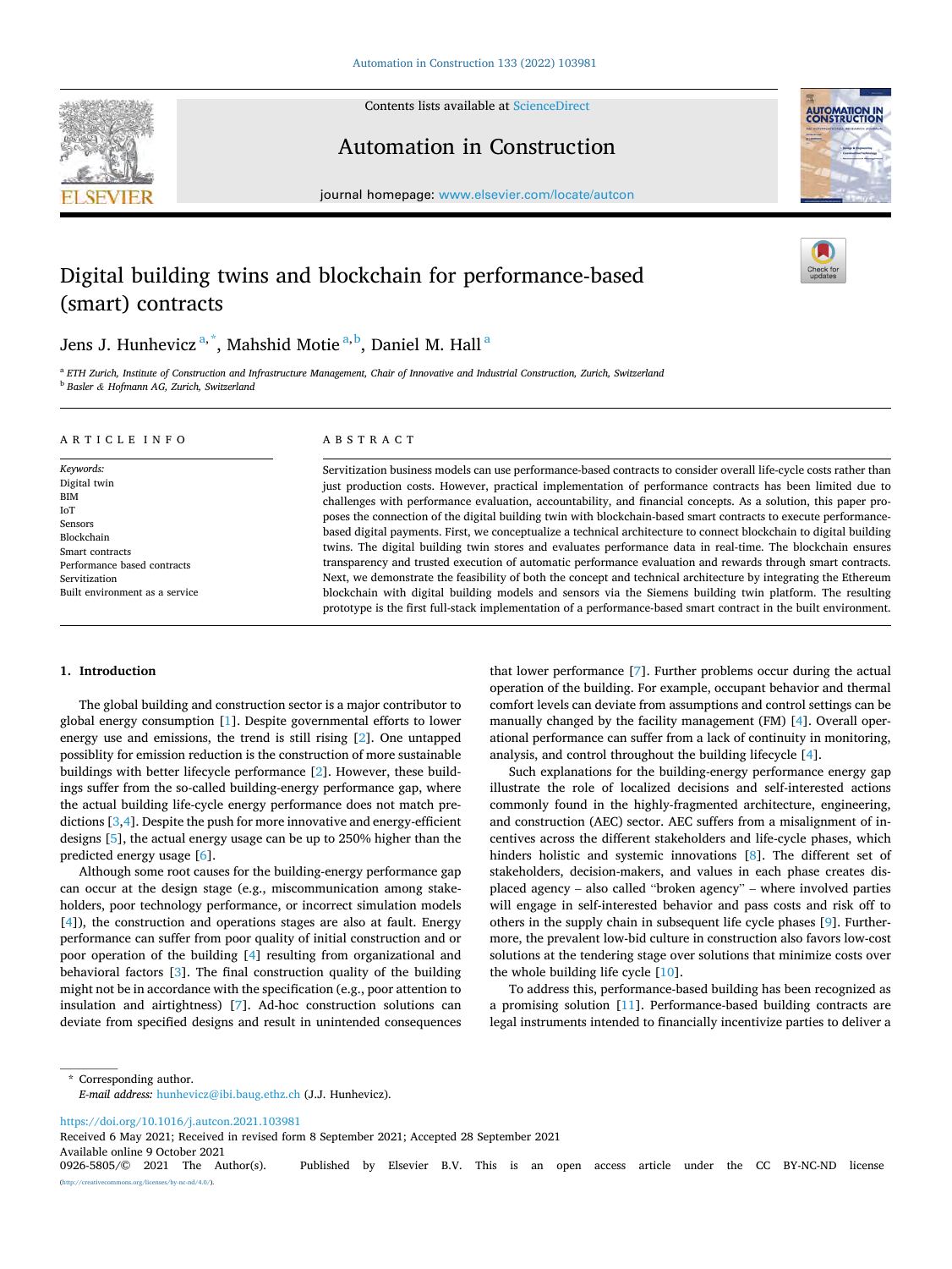# Digital building twins and blockchain for performance-based (smart) contracts

Jens J. Hunhevicz [a,*], Mahshid Motie [a,b], Daniel M. Hall [a]

[a] ETH Zurich, Institute of Construction and Infrastructure Management, Chair of Innovative and Industrial Construction, Zurich, Switzerland
[b] Basler & Hofmann AG, Zurich, Switzerland

## ARTICLE INFO

*Keywords:*
Digital twin
BIM
IoT
Sensors
Blockchain
Smart contracts
Performance based contracts
Servitization
Built environment as a service

## ABSTRACT

Servitization business models can use performance-based contracts to consider overall life-cycle costs rather than just production costs. However, practical implementation of performance contracts has been limited due to challenges with performance evaluation, accountability, and financial concepts. As a solution, this paper proposes the connection of the digital building twin with blockchain-based smart contracts to execute performance-based digital payments. First, we conceptualize a technical architecture to connect blockchain to digital building twins. The digital building twin stores and evaluates performance data in real-time. The blockchain ensures transparency and trusted execution of automatic performance evaluation and rewards through smart contracts. Next, we demonstrate the feasibility of both the concept and technical architecture by integrating the Ethereum blockchain with digital building models and sensors via the Siemens building twin platform. The resulting prototype is the first full-stack implementation of a performance-based smart contract in the built environment.

## 1. Introduction

The global building and construction sector is a major contributor to global energy consumption [1]. Despite governmental efforts to lower energy use and emissions, the trend is still rising [2]. One untapped possibility for emission reduction is the construction of more sustainable buildings with better lifecycle performance [2]. However, these buildings suffer from the so-called building-energy performance gap, where the actual building life-cycle energy performance does not match predictions [3,4]. Despite the push for more innovative and energy-efficient designs [5], the actual energy usage can be up to 250% higher than the predicted energy usage [6].

Although some root causes for the building-energy performance gap can occur at the design stage (e.g., miscommunication among stakeholders, poor technology performance, or incorrect simulation models [4]), the construction and operations stages are also at fault. Energy performance can suffer from poor quality of initial construction and or poor operation of the building [4] resulting from organizational and behavioral factors [3]. The final construction quality of the building might not be in accordance with the specification (e.g., poor attention to insulation and airtightness) [7]. Ad-hoc construction solutions can deviate from specified designs and result in unintended consequences that lower performance [7]. Further problems occur during the actual operation of the building. For example, occupant behavior and thermal comfort levels can deviate from assumptions and control settings can be manually changed by the facility management (FM) [4]. Overall operational performance can suffer from a lack of continuity in monitoring, analysis, and control throughout the building lifecycle [4].

Such explanations for the building-energy performance energy gap illustrate the role of localized decisions and self-interested actions commonly found in the highly-fragmented architecture, engineering, and construction (AEC) sector. AEC suffers from a misalignment of incentives across the different stakeholders and life-cycle phases, which hinders holistic and systemic innovations [8]. The different set of stakeholders, decision-makers, and values in each phase creates displaced agency – also called "broken agency" – where involved parties will engage in self-interested behavior and pass costs and risk off to others in the supply chain in subsequent life cycle phases [9]. Furthermore, the prevalent low-bid culture in construction also favors low-cost solutions at the tendering stage over solutions that minimize costs over the whole building life cycle [10].

To address this, performance-based building has been recognized as a promising solution [11]. Performance-based building contracts are legal instruments intended to financially incentivize parties to deliver a

\* Corresponding author.
*E-mail address:* hunhevicz@ibi.baug.ethz.ch (J.J. Hunhevicz).

https://doi.org/10.1016/j.autcon.2021.103981
Received 6 May 2021; Received in revised form 8 September 2021; Accepted 28 September 2021
Available online 9 October 2021
0926-5805/© 2021 The Author(s). Published by Elsevier B.V. This is an open access article under the CC BY-NC-ND license (http://creativecommons.org/licenses/by-nc-nd/4.0/).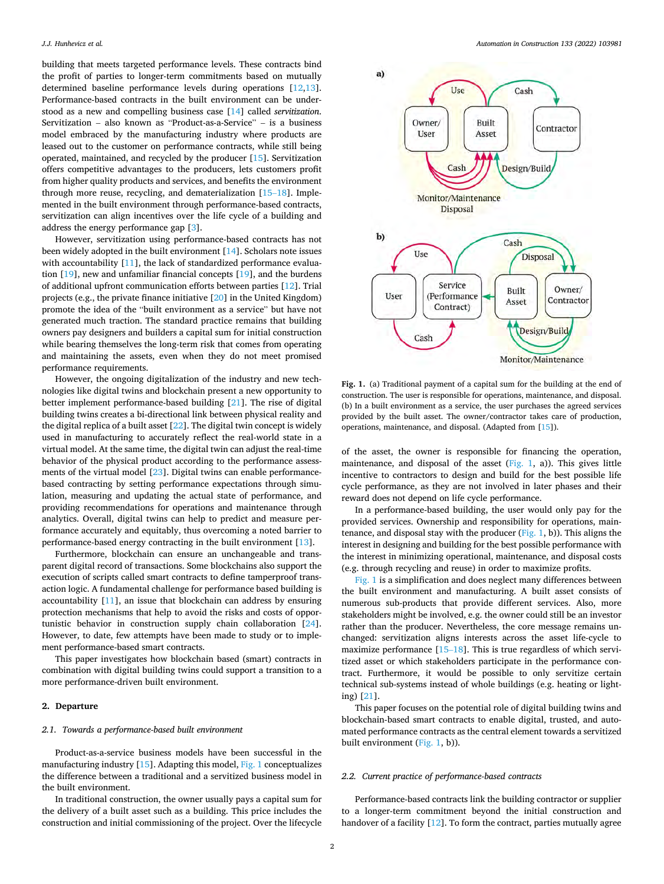building that meets targeted performance levels. These contracts bind the profit of parties to longer-term commitments based on mutually determined baseline performance levels during operations [12,13]. Performance-based contracts in the built environment can be understood as a new and compelling business case [14] called *servitization*. Servitization – also known as "Product-as-a-Service" – is a business model embraced by the manufacturing industry where products are leased out to the customer on performance contracts, while still being operated, maintained, and recycled by the producer [15]. Servitization offers competitive advantages to the producers, lets customers profit from higher quality products and services, and benefits the environment through more reuse, recycling, and dematerialization [15–18]. Implemented in the built environment through performance-based contracts, servitization can align incentives over the life cycle of a building and address the energy performance gap [3].

However, servitization using performance-based contracts has not been widely adopted in the built environment [14]. Scholars note issues with accountability [11], the lack of standardized performance evaluation [19], new and unfamiliar financial concepts [19], and the burdens of additional upfront communication efforts between parties [12]. Trial projects (e.g., the private finance initiative [20] in the United Kingdom) promote the idea of the "built environment as a service" but have not generated much traction. The standard practice remains that building owners pay designers and builders a capital sum for initial construction while bearing themselves the long-term risk that comes from operating and maintaining the assets, even when they do not meet promised performance requirements.

However, the ongoing digitalization of the industry and new technologies like digital twins and blockchain present a new opportunity to better implement performance-based building [21]. The rise of digital building twins creates a bi-directional link between physical reality and the digital replica of a built asset [22]. The digital twin concept is widely used in manufacturing to accurately reflect the real-world state in a virtual model. At the same time, the digital twin can adjust the real-time behavior of the physical product according to the performance assessments of the virtual model [23]. Digital twins can enable performance-based contracting by setting performance expectations through simulation, measuring and updating the actual state of performance, and providing recommendations for operations and maintenance through analytics. Overall, digital twins can help to predict and measure performance accurately and equitably, thus overcoming a noted barrier to performance-based energy contracting in the built environment [13].

Furthermore, blockchain can ensure an unchangeable and transparent digital record of transactions. Some blockchains also support the execution of scripts called smart contracts to define tamperproof transaction logic. A fundamental challenge for performance based building is accountability [11], an issue that blockchain can address by ensuring protection mechanisms that help to avoid the risks and costs of opportunistic behavior in construction supply chain collaboration [24]. However, to date, few attempts have been made to study or to implement performance-based smart contracts.

This paper investigates how blockchain based (smart) contracts in combination with digital building twins could support a transition to a more performance-driven built environment.

## 2. Departure

### 2.1. Towards a performance-based built environment

Product-as-a-service business models have been successful in the manufacturing industry [15]. Adapting this model, Fig. 1 conceptualizes the difference between a traditional and a servitized business model in the built environment.

In traditional construction, the owner usually pays a capital sum for the delivery of a built asset such as a building. This price includes the construction and initial commissioning of the project. Over the lifecycle of the asset, the owner is responsible for financing the operation, maintenance, and disposal of the asset (Fig. 1, a)). This gives little incentive to contractors to design and build for the best possible life cycle performance, as they are not involved in later phases and their reward does not depend on life cycle performance.

**Fig. 1.** (a) Traditional payment of a capital sum for the building at the end of construction. The user is responsible for operations, maintenance, and disposal. (b) In a built environment as a service, the user purchases the agreed services provided by the built asset. The owner/contractor takes care of production, operations, maintenance, and disposal. (Adapted from [15]).

In a performance-based building, the user would only pay for the provided services. Ownership and responsibility for operations, maintenance, and disposal stay with the producer (Fig. 1, b)). This aligns the interest in designing and building for the best possible performance with the interest in minimizing operational, maintenance, and disposal costs (e.g. through recycling and reuse) in order to maximize profits.

Fig. 1 is a simplification and does neglect many differences between the built environment and manufacturing. A built asset consists of numerous sub-products that provide different services. Also, more stakeholders might be involved, e.g. the owner could still be an investor rather than the producer. Nevertheless, the core message remains unchanged: servitization aligns interests across the asset life-cycle to maximize performance [15–18]. This is true regardless of which servitized asset or which stakeholders participate in the performance contract. Furthermore, it would be possible to only servitize certain technical sub-systems instead of whole buildings (e.g. heating or lighting) [21].

This paper focuses on the potential role of digital building twins and blockchain-based smart contracts to enable digital, trusted, and automated performance contracts as the central element towards a servitized built environment (Fig. 1, b)).

### 2.2. Current practice of performance-based contracts

Performance-based contracts link the building contractor or supplier to a longer-term commitment beyond the initial construction and handover of a facility [12]. To form the contract, parties mutually agree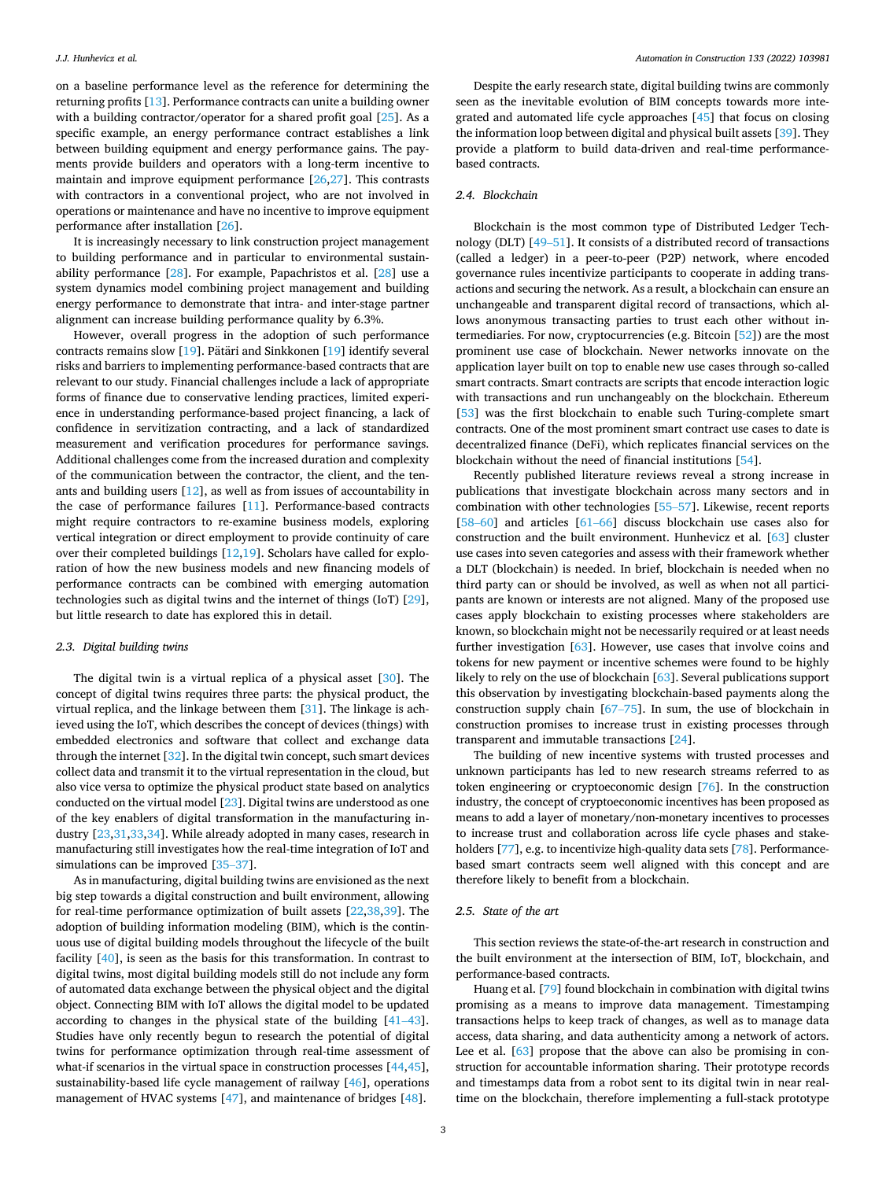on a baseline performance level as the reference for determining the returning profits [13]. Performance contracts can unite a building owner with a building contractor/operator for a shared profit goal [25]. As a specific example, an energy performance contract establishes a link between building equipment and energy performance gains. The payments provide builders and operators with a long-term incentive to maintain and improve equipment performance [26,27]. This contrasts with contractors in a conventional project, who are not involved in operations or maintenance and have no incentive to improve equipment performance after installation [26].

It is increasingly necessary to link construction project management to building performance and in particular to environmental sustainability performance [28]. For example, Papachristos et al. [28] use a system dynamics model combining project management and building energy performance to demonstrate that intra- and inter-stage partner alignment can increase building performance quality by 6.3%.

However, overall progress in the adoption of such performance contracts remains slow [19]. Pätäri and Sinkkonen [19] identify several risks and barriers to implementing performance-based contracts that are relevant to our study. Financial challenges include a lack of appropriate forms of finance due to conservative lending practices, limited experience in understanding performance-based project financing, a lack of confidence in servitization contracting, and a lack of standardized measurement and verification procedures for performance savings. Additional challenges come from the increased duration and complexity of the communication between the contractor, the client, and the tenants and building users [12], as well as from issues of accountability in the case of performance failures [11]. Performance-based contracts might require contractors to re-examine business models, exploring vertical integration or direct employment to provide continuity of care over their completed buildings [12,19]. Scholars have called for exploration of how the new business models and new financing models of performance contracts can be combined with emerging automation technologies such as digital twins and the internet of things (IoT) [29], but little research to date has explored this in detail.

### 2.3. Digital building twins

The digital twin is a virtual replica of a physical asset [30]. The concept of digital twins requires three parts: the physical product, the virtual replica, and the linkage between them [31]. The linkage is achieved using the IoT, which describes the concept of devices (things) with embedded electronics and software that collect and exchange data through the internet [32]. In the digital twin concept, such smart devices collect data and transmit it to the virtual representation in the cloud, but also vice versa to optimize the physical product state based on analytics conducted on the virtual model [23]. Digital twins are understood as one of the key enablers of digital transformation in the manufacturing industry [23,31,33,34]. While already adopted in many cases, research in manufacturing still investigates how the real-time integration of IoT and simulations can be improved [35–37].

As in manufacturing, digital building twins are envisioned as the next big step towards a digital construction and built environment, allowing for real-time performance optimization of built assets [22,38,39]. The adoption of building information modeling (BIM), which is the continuous use of digital building models throughout the lifecycle of the built facility [40], is seen as the basis for this transformation. In contrast to digital twins, most digital building models still do not include any form of automated data exchange between the physical object and the digital object. Connecting BIM with IoT allows the digital model to be updated according to changes in the physical state of the building [41–43]. Studies have only recently begun to research the potential of digital twins for performance optimization through real-time assessment of what-if scenarios in the virtual space in construction processes [44,45], sustainability-based life cycle management of railway [46], operations management of HVAC systems [47], and maintenance of bridges [48].

Despite the early research state, digital building twins are commonly seen as the inevitable evolution of BIM concepts towards more integrated and automated life cycle approaches [45] that focus on closing the information loop between digital and physical built assets [39]. They provide a platform to build data-driven and real-time performance-based contracts.

### 2.4. Blockchain

Blockchain is the most common type of Distributed Ledger Technology (DLT) [49–51]. It consists of a distributed record of transactions (called a ledger) in a peer-to-peer (P2P) network, where encoded governance rules incentivize participants to cooperate in adding transactions and securing the network. As a result, a blockchain can ensure an unchangeable and transparent digital record of transactions, which allows anonymous transacting parties to trust each other without intermediaries. For now, cryptocurrencies (e.g. Bitcoin [52]) are the most prominent use case of blockchain. Newer networks innovate on the application layer built on top to enable new use cases through so-called smart contracts. Smart contracts are scripts that encode interaction logic with transactions and run unchangeably on the blockchain. Ethereum [53] was the first blockchain to enable such Turing-complete smart contracts. One of the most prominent smart contract use cases to date is decentralized finance (DeFi), which replicates financial services on the blockchain without the need of financial institutions [54].

Recently published literature reviews reveal a strong increase in publications that investigate blockchain across many sectors and in combination with other technologies [55–57]. Likewise, recent reports [58–60] and articles [61–66] discuss blockchain use cases also for construction and the built environment. Hunhevicz et al. [63] cluster use cases into seven categories and assess with their framework whether a DLT (blockchain) is needed. In brief, blockchain is needed when no third party can or should be involved, as well as when not all participants are known or interests are not aligned. Many of the proposed use cases apply blockchain to existing processes where stakeholders are known, so blockchain might not be necessarily required or at least needs further investigation [63]. However, use cases that involve coins and tokens for new payment or incentive schemes were found to be highly likely to rely on the use of blockchain [63]. Several publications support this observation by investigating blockchain-based payments along the construction supply chain [67–75]. In sum, the use of blockchain in construction promises to increase trust in existing processes through transparent and immutable transactions [24].

The building of new incentive systems with trusted processes and unknown participants has led to new research streams referred to as token engineering or cryptoeconomic design [76]. In the construction industry, the concept of cryptoeconomic incentives has been proposed as means to add a layer of monetary/non-monetary incentives to processes to increase trust and collaboration across life cycle phases and stakeholders [77], e.g. to incentivize high-quality data sets [78]. Performance-based smart contracts seem well aligned with this concept and are therefore likely to benefit from a blockchain.

### 2.5. State of the art

This section reviews the state-of-the-art research in construction and the built environment at the intersection of BIM, IoT, blockchain, and performance-based contracts.

Huang et al. [79] found blockchain in combination with digital twins promising as a means to improve data management. Timestamping transactions helps to keep track of changes, as well as to manage data access, data sharing, and data authenticity among a network of actors. Lee et al. [63] propose that the above can also be promising in construction for accountable information sharing. Their prototype records and timestamps data from a robot sent to its digital twin in near real-time on the blockchain, therefore implementing a full-stack prototype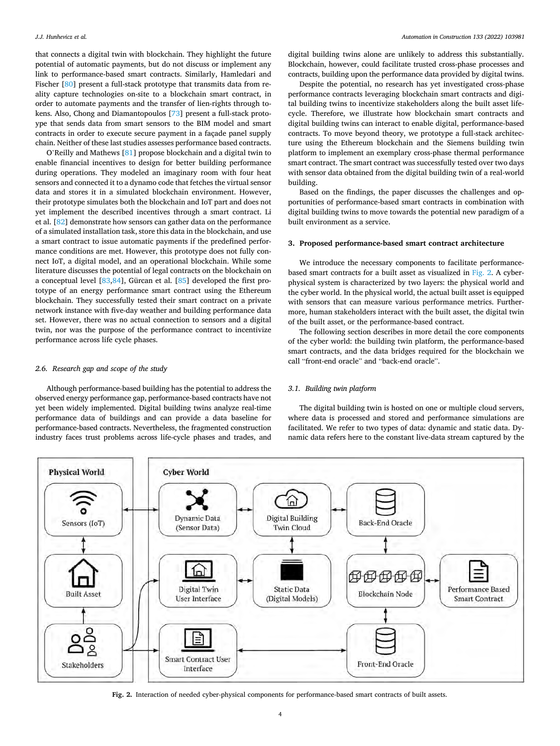that connects a digital twin with blockchain. They highlight the future potential of automatic payments, but do not discuss or implement any link to performance-based smart contracts. Similarly, Hamledari and Fischer [80] present a full-stack prototype that transmits data from reality capture technologies on-site to a blockchain smart contract, in order to automate payments and the transfer of lien-rights through tokens. Also, Chong and Diamantopoulos [73] present a full-stack prototype that sends data from smart sensors to the BIM model and smart contracts in order to execute secure payment in a façade panel supply chain. Neither of these last studies assesses performance based contracts.

O'Reilly and Mathews [81] propose blockchain and a digital twin to enable financial incentives to design for better building performance during operations. They modeled an imaginary room with four heat sensors and connected it to a dynamo code that fetches the virtual sensor data and stores it in a simulated blockchain environment. However, their prototype simulates both the blockchain and IoT part and does not yet implement the described incentives through a smart contract. Li et al. [82] demonstrate how sensors can gather data on the performance of a simulated installation task, store this data in the blockchain, and use a smart contract to issue automatic payments if the predefined performance conditions are met. However, this prototype does not fully connect IoT, a digital model, and an operational blockchain. While some literature discusses the potential of legal contracts on the blockchain on a conceptual level [83,84], Gürcan et al. [85] developed the first prototype of an energy performance smart contract using the Ethereum blockchain. They successfully tested their smart contract on a private network instance with five-day weather and building performance data set. However, there was no actual connection to sensors and a digital twin, nor was the purpose of the performance contract to incentivize performance across life cycle phases.

### 2.6. Research gap and scope of the study

Although performance-based building has the potential to address the observed energy performance gap, performance-based contracts have not yet been widely implemented. Digital building twins analyze real-time performance data of buildings and can provide a data baseline for performance-based contracts. Nevertheless, the fragmented construction industry faces trust problems across life-cycle phases and trades, and digital building twins alone are unlikely to address this substantially. Blockchain, however, could facilitate trusted cross-phase processes and contracts, building upon the performance data provided by digital twins.

Despite the potential, no research has yet investigated cross-phase performance contracts leveraging blockchain smart contracts and digital building twins to incentivize stakeholders along the built asset lifecycle. Therefore, we illustrate how blockchain smart contracts and digital building twins can interact to enable digital, performance-based contracts. To move beyond theory, we prototype a full-stack architecture using the Ethereum blockchain and the Siemens building twin platform to implement an exemplary cross-phase thermal performance smart contract. The smart contract was successfully tested over two days with sensor data obtained from the digital building twin of a real-world building.

Based on the findings, the paper discusses the challenges and opportunities of performance-based smart contracts in combination with digital building twins to move towards the potential new paradigm of a built environment as a service.

## 3. Proposed performance-based smart contract architecture

We introduce the necessary components to facilitate performance-based smart contracts for a built asset as visualized in Fig. 2. A cyber-physical system is characterized by two layers: the physical world and the cyber world. In the physical world, the actual built asset is equipped with sensors that can measure various performance metrics. Furthermore, human stakeholders interact with the built asset, the digital twin of the built asset, or the performance-based contract.

The following section describes in more detail the core components of the cyber world: the building twin platform, the performance-based smart contracts, and the data bridges required for the blockchain we call "front-end oracle" and "back-end oracle".

### 3.1. Building twin platform

The digital building twin is hosted on one or multiple cloud servers, where data is processed and stored and performance simulations are facilitated. We refer to two types of data: dynamic and static data. Dynamic data refers here to the constant live-data stream captured by the

Fig. 2. Interaction of needed cyber-physical components for performance-based smart contracts of built assets.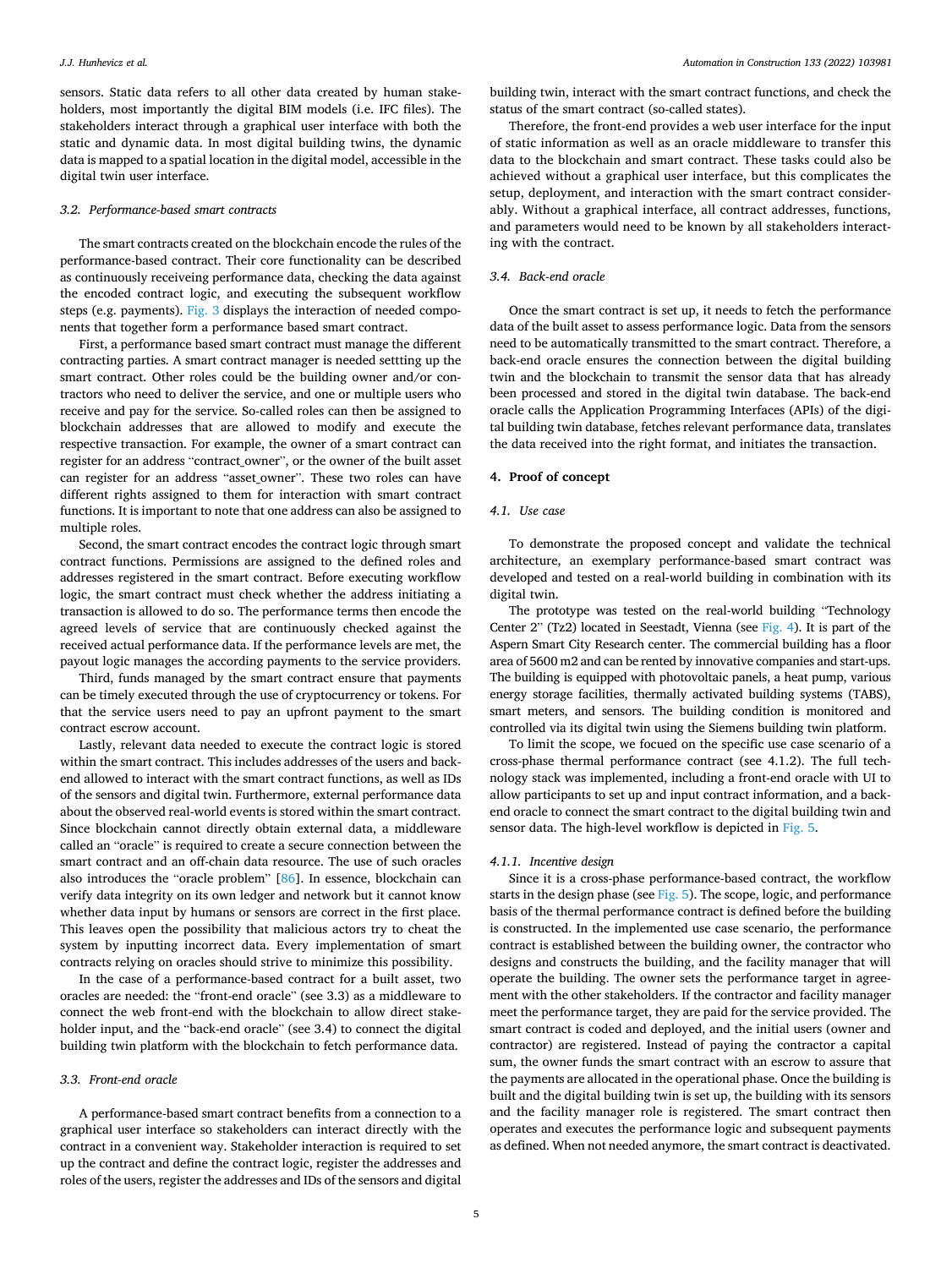sensors. Static data refers to all other data created by human stakeholders, most importantly the digital BIM models (i.e. IFC files). The stakeholders interact through a graphical user interface with both the static and dynamic data. In most digital building twins, the dynamic data is mapped to a spatial location in the digital model, accessible in the digital twin user interface.

### 3.2. Performance-based smart contracts

The smart contracts created on the blockchain encode the rules of the performance-based contract. Their core functionality can be described as continuously receiveing performance data, checking the data against the encoded contract logic, and executing the subsequent workflow steps (e.g. payments). Fig. 3 displays the interaction of needed components that together form a performance based smart contract.

First, a performance based smart contract must manage the different contracting parties. A smart contract manager is needed settting up the smart contract. Other roles could be the building owner and/or contractors who need to deliver the service, and one or multiple users who receive and pay for the service. So-called roles can then be assigned to blockchain addresses that are allowed to modify and execute the respective transaction. For example, the owner of a smart contract can register for an address "contract_owner", or the owner of the built asset can register for an address "asset_owner". These two roles can have different rights assigned to them for interaction with smart contract functions. It is important to note that one address can also be assigned to multiple roles.

Second, the smart contract encodes the contract logic through smart contract functions. Permissions are assigned to the defined roles and addresses registered in the smart contract. Before executing workflow logic, the smart contract must check whether the address initiating a transaction is allowed to do so. The performance terms then encode the agreed levels of service that are continuously checked against the received actual performance data. If the performance levels are met, the payout logic manages the according payments to the service providers.

Third, funds managed by the smart contract ensure that payments can be timely executed through the use of cryptocurrency or tokens. For that the service users need to pay an upfront payment to the smart contract escrow account.

Lastly, relevant data needed to execute the contract logic is stored within the smart contract. This includes addresses of the users and back-end allowed to interact with the smart contract functions, as well as IDs of the sensors and digital twin. Furthermore, external performance data about the observed real-world events is stored within the smart contract. Since blockchain cannot directly obtain external data, a middleware called an "oracle" is required to create a secure connection between the smart contract and an off-chain data resource. The use of such oracles also introduces the "oracle problem" [86]. In essence, blockchain can verify data integrity on its own ledger and network but it cannot know whether data input by humans or sensors are correct in the first place. This leaves open the possibility that malicious actors try to cheat the system by inputting incorrect data. Every implementation of smart contracts relying on oracles should strive to minimize this possibility.

In the case of a performance-based contract for a built asset, two oracles are needed: the "front-end oracle" (see 3.3) as a middleware to connect the web front-end with the blockchain to allow direct stakeholder input, and the "back-end oracle" (see 3.4) to connect the digital building twin platform with the blockchain to fetch performance data.

### 3.3. Front-end oracle

A performance-based smart contract benefits from a connection to a graphical user interface so stakeholders can interact directly with the contract in a convenient way. Stakeholder interaction is required to set up the contract and define the contract logic, register the addresses and roles of the users, register the addresses and IDs of the sensors and digital building twin, interact with the smart contract functions, and check the status of the smart contract (so-called states).

Therefore, the front-end provides a web user interface for the input of static information as well as an oracle middleware to transfer this data to the blockchain and smart contract. These tasks could also be achieved without a graphical user interface, but this complicates the setup, deployment, and interaction with the smart contract considerably. Without a graphical interface, all contract addresses, functions, and parameters would need to be known by all stakeholders interacting with the contract.

### 3.4. Back-end oracle

Once the smart contract is set up, it needs to fetch the performance data of the built asset to assess performance logic. Data from the sensors need to be automatically transmitted to the smart contract. Therefore, a back-end oracle ensures the connection between the digital building twin and the blockchain to transmit the sensor data that has already been processed and stored in the digital twin database. The back-end oracle calls the Application Programming Interfaces (APIs) of the digital building twin database, fetches relevant performance data, translates the data received into the right format, and initiates the transaction.

## 4. Proof of concept

### 4.1. Use case

To demonstrate the proposed concept and validate the technical architecture, an exemplary performance-based smart contract was developed and tested on a real-world building in combination with its digital twin.

The prototype was tested on the real-world building "Technology Center 2" (Tz2) located in Seestadt, Vienna (see Fig. 4). It is part of the Aspern Smart City Research center. The commercial building has a floor area of 5600 m2 and can be rented by innovative companies and start-ups. The building is equipped with photovoltaic panels, a heat pump, various energy storage facilities, thermally activated building systems (TABS), smart meters, and sensors. The building condition is monitored and controlled via its digital twin using the Siemens building twin platform.

To limit the scope, we focued on the specific use case scenario of a cross-phase thermal performance contract (see 4.1.2). The full technology stack was implemented, including a front-end oracle with UI to allow participants to set up and input contract information, and a back-end oracle to connect the smart contract to the digital building twin and sensor data. The high-level workflow is depicted in Fig. 5.

#### 4.1.1. Incentive design

Since it is a cross-phase performance-based contract, the workflow starts in the design phase (see Fig. 5). The scope, logic, and performance basis of the thermal performance contract is defined before the building is constructed. In the implemented use case scenario, the performance contract is established between the building owner, the contractor who designs and constructs the building, and the facility manager that will operate the building. The owner sets the performance target in agreement with the other stakeholders. If the contractor and facility manager meet the performance target, they are paid for the service provided. The smart contract is coded and deployed, and the initial users (owner and contractor) are registered. Instead of paying the contractor a capital sum, the owner funds the smart contract with an escrow to assure that the payments are allocated in the operational phase. Once the building is built and the digital building twin is set up, the building with its sensors and the facility manager role is registered. The smart contract then operates and executes the performance logic and subsequent payments as defined. When not needed anymore, the smart contract is deactivated.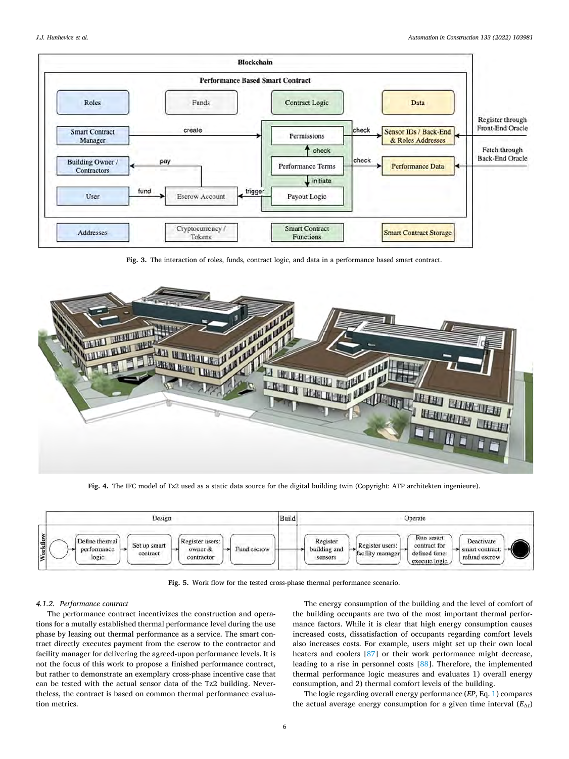Fig. 3. The interaction of roles, funds, contract logic, and data in a performance based smart contract.

Fig. 4. The IFC model of Tz2 used as a static data source for the digital building twin (Copyright: ATP architekten ingenieure).

Fig. 5. Work flow for the tested cross-phase thermal performance scenario.

#### 4.1.2. Performance contract

The performance contract incentivizes the construction and operations for a mutally established thermal performance level during the use phase by leasing out thermal performance as a service. The smart contract directly executes payment from the escrow to the contractor and facility manager for delivering the agreed-upon performance levels. It is not the focus of this work to propose a finished performance contract, but rather to demonstrate an exemplary cross-phase incentive case that can be tested with the actual sensor data of the Tz2 building. Nevertheless, the contract is based on common thermal performance evaluation metrics.

The energy consumption of the building and the level of comfort of the building occupants are two of the most important thermal performance factors. While it is clear that high energy consumption causes increased costs, dissatisfaction of occupants regarding comfort levels also increases costs. For example, users might set up their own local heaters and coolers [87] or their work performance might decrease, leading to a rise in personnel costs [88]. Therefore, the implemented thermal performance logic measures and evaluates 1) overall energy consumption, and 2) thermal comfort levels of the building.

The logic regarding overall energy performance (*EP*, Eq. 1) compares the actual average energy consumption for a given time interval ($E_{\Delta t}$)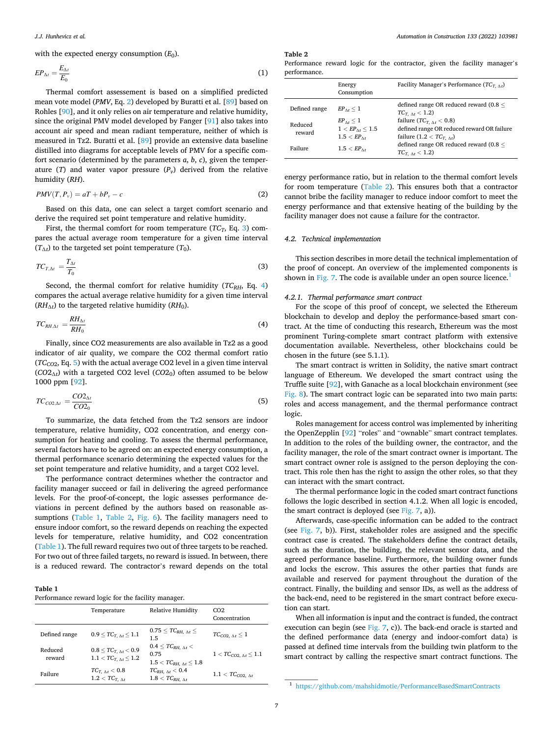with the expected energy consumption ($E_0$).

$$EP_{\Delta t} = \frac{E_{\Delta t}}{E_0} \tag{1}$$

Thermal comfort assessement is based on a simplified predicted mean vote model (*PMV*, Eq. 2) developed by Buratti et al. [89] based on Rohles [90], and it only relies on air temperature and relative humidity, since the original PMV model developed by Fanger [91] also takes into account air speed and mean radiant temperature, neither of which is measured in Tz2. Buratti et al. [89] provide an extensive data baseline distilled into diagrams for acceptable levels of PMV for a specific comfort scenario (determined by the parameters *a*, *b*, *c*), given the temperature (*T*) and water vapor pressure ($P_v$) derived from the relative humidity (*RH*).

$$PMV(T, P_v) = aT + bP_v - c \tag{2}$$

Based on this data, one can select a target comfort scenario and derive the required set point temperature and relative humidity.

First, the thermal comfort for room temperature ($TC_T$, Eq. 3) compares the actual average room temperature for a given time interval ($T_{\Delta t}$) to the targeted set point temperature ($T_0$).

$$TC_{T,\Delta t} = \frac{T_{\Delta t}}{T_0} \tag{3}$$

Second, the thermal comfort for relative humidity ($TC_{RH}$, Eq. 4) compares the actual average relative humidity for a given time interval ($RH_{\Delta t}$) to the targeted relative humidity ($RH_0$).

$$TC_{RH,\Delta t} = \frac{RH_{\Delta t}}{RH_0} \tag{4}$$

Finally, since CO2 measurements are also available in Tz2 as a good indicator of air quality, we compare the CO2 thermal comfort ratio ($TC_{CO2}$, Eq. 5) with the actual average CO2 level in a given time interval ($CO2_{\Delta t}$) with a targeted CO2 level ($CO2_0$) often assumed to be below 1000 ppm [92].

$$TC_{CO2,\Delta t} = \frac{CO2_{\Delta t}}{CO2_0} \tag{5}$$

To summarize, the data fetched from the Tz2 sensors are indoor temperature, relative humidity, CO2 concentration, and energy consumption for heating and cooling. To assess the thermal performance, several factors have to be agreed on: an expected energy consumption, a thermal performance scenario determining the expected values for the set point temperature and relative humidity, and a target CO2 level.

The performance contract determines whether the contractor and facility manager succeed or fail in delivering the agreed performance levels. For the proof-of-concept, the logic assesses performance deviations in percent defined by the authors based on reasonable assumptions (Table 1, Table 2, Fig. 6). The facility managers need to ensure indoor comfort, so the reward depends on reaching the expected levels for temperature, relative humidity, and CO2 concentration (Table 1). The full reward requires two out of three targets to be reached. For two out of three failed targets, no reward is issued. In between, there is a reduced reward. The contractor's reward depends on the total energy performance ratio, but in relation to the thermal comfort levels for room temperature (Table 2). This ensures both that a contractor cannot bribe the facility manager to reduce indoor comfort to meet the energy performance and that extensive heating of the building by the facility manager does not cause a failure for the contractor.

**Table 1**
Performance reward logic for the facility manager.

| | Temperature | Relative Humidity | CO2 Concentration |
|---|---|---|---|
| Defined range | $0.9 \leq TC_{T,\Delta t} \leq 1.1$ | $0.75 \leq TC_{RH,\Delta t} \leq 1.5$ | $TC_{CO2,\Delta t} \leq 1$ |
| Reduced reward | $0.8 \leq TC_{T,\Delta t} < 0.9$<br>$1.1 < TC_{T,\Delta t} \leq 1.2$ | $0.4 \leq TC_{RH,\Delta t} < 0.75$<br>$1.5 < TC_{RH,\Delta t} \leq 1.8$ | $1 < TC_{CO2,\Delta t} \leq 1.1$ |
| Failure | $TC_{T,\Delta t} < 0.8$<br>$1.2 < TC_{T,\Delta t}$ | $TC_{RH,\Delta t} < 0.4$<br>$1.8 < TC_{RH,\Delta t}$ | $1.1 < TC_{CO2,\Delta t}$ |

**Table 2**
Performance reward logic for the contractor, given the facility manager's performance.

| | Energy Consumption | Facility Manager's Performance ($TC_{T,\Delta t}$) |
|---|---|---|
| Defined range | $EP_{\Delta t} \leq 1$ | defined range OR reduced reward ($0.8 \leq TC_{T,\Delta t} < 1.2$) |
| Reduced reward | $EP_{\Delta t} \leq 1$ | failure ($TC_{T,\Delta t} < 0.8$) |
| | $1 < EP_{\Delta t} \leq 1.5$ | defined range OR reduced reward OR failure |
| | $1.5 < EP_{\Delta t}$ | failure ($1.2 < TC_{T,\Delta t}$) |
| Failure | $1.5 < EP_{\Delta t}$ | defined range OR reduced reward ($0.8 \leq TC_{T,\Delta t} < 1.2$) |

### 4.2. Technical implementation

This section describes in more detail the technical implementation of the proof of concept. An overview of the implemented components is shown in Fig. 7. The code is available under an open source licence.[1]

#### 4.2.1. Thermal performance smart contract

For the scope of this proof of concept, we selected the Ethereum blockchain to develop and deploy the performance-based smart contract. At the time of conducting this research, Ethereum was the most prominent Turing-complete smart contract platform with extensive documentation available. Nevertheless, other blockchains could be chosen in the future (see 5.1.1).

The smart contract is written in Solidity, the native smart contract language of Ethereum. We developed the smart contract using the Truffle suite [92], with Ganache as a local blockchain environment (see Fig. 8). The smart contract logic can be separated into two main parts: roles and access management, and the thermal performance contract logic.

Roles management for access control was implemented by inheriting the OpenZepplin [92] "roles" and "ownable" smart contract templates. In addition to the roles of the building owner, the contractor, and the facility manager, the role of the smart contract owner is important. The smart contract owner role is assigned to the person deploying the contract. This role then has the right to assign the other roles, so that they can interact with the smart contract.

The thermal performance logic in the coded smart contract functions follows the logic described in section 4.1.2. When all logic is encoded, the smart contract is deployed (see Fig. 7, a)).

Afterwards, case-specific information can be added to the contract (see Fig. 7, b)). First, stakeholder roles are assigned and the specific contract case is created. The stakeholders define the contract details, such as the duration, the building, the relevant sensor data, and the agreed performance baseline. Furthermore, the building owner funds and locks the escrow. This assures the other parties that funds are available and reserved for payment throughout the duration of the contract. Finally, the building and sensor IDs, as well as the address of the back-end, need to be registered in the smart contract before execution can start.

When all information is input and the contract is funded, the contract execution can begin (see Fig. 7, c)). The back-end oracle is started and the defined performance data (energy and indoor-comfort data) is passed at defined time intervals from the building twin platform to the smart contract by calling the respective smart contract functions. The

[1] https://github.com/mahshidmotie/PerformanceBasedSmartContracts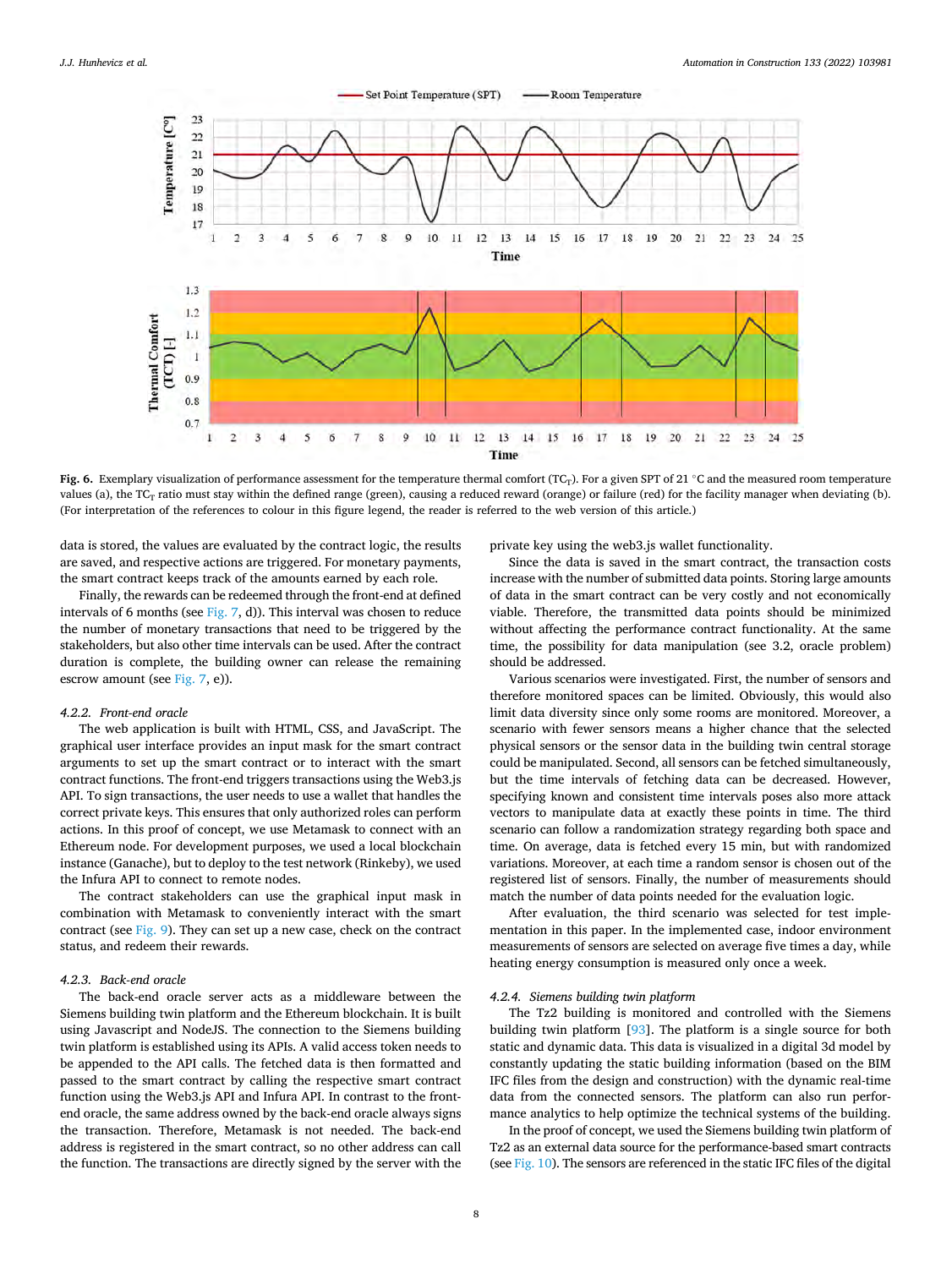**Fig. 6.** Exemplary visualization of performance assessment for the temperature thermal comfort ($TC_T$). For a given SPT of 21 °C and the measured room temperature values (a), the $TC_T$ ratio must stay within the defined range (green), causing a reduced reward (orange) or failure (red) for the facility manager when deviating (b). (For interpretation of the references to colour in this figure legend, the reader is referred to the web version of this article.)

data is stored, the values are evaluated by the contract logic, the results are saved, and respective actions are triggered. For monetary payments, the smart contract keeps track of the amounts earned by each role.

Finally, the rewards can be redeemed through the front-end at defined intervals of 6 months (see Fig. 7, d)). This interval was chosen to reduce the number of monetary transactions that need to be triggered by the stakeholders, but also other time intervals can be used. After the contract duration is complete, the building owner can release the remaining escrow amount (see Fig. 7, e)).

#### *4.2.2. Front-end oracle*

The web application is built with HTML, CSS, and JavaScript. The graphical user interface provides an input mask for the smart contract arguments to set up the smart contract or to interact with the smart contract functions. The front-end triggers transactions using the Web3.js API. To sign transactions, the user needs to use a wallet that handles the correct private keys. This ensures that only authorized roles can perform actions. In this proof of concept, we use Metamask to connect with an Ethereum node. For development purposes, we used a local blockchain instance (Ganache), but to deploy to the test network (Rinkeby), we used the Infura API to connect to remote nodes.

The contract stakeholders can use the graphical input mask in combination with Metamask to conveniently interact with the smart contract (see Fig. 9). They can set up a new case, check on the contract status, and redeem their rewards.

#### *4.2.3. Back-end oracle*

The back-end oracle server acts as a middleware between the Siemens building twin platform and the Ethereum blockchain. It is built using Javascript and NodeJS. The connection to the Siemens building twin platform is established using its APIs. A valid access token needs to be appended to the API calls. The fetched data is then formatted and passed to the smart contract by calling the respective smart contract function using the Web3.js API and Infura API. In contrast to the front-end oracle, the same address owned by the back-end oracle always signs the transaction. Therefore, Metamask is not needed. The back-end address is registered in the smart contract, so no other address can call the function. The transactions are directly signed by the server with the private key using the web3.js wallet functionality.

Since the data is saved in the smart contract, the transaction costs increase with the number of submitted data points. Storing large amounts of data in the smart contract can be very costly and not economically viable. Therefore, the transmitted data points should be minimized without affecting the performance contract functionality. At the same time, the possibility for data manipulation (see 3.2, oracle problem) should be addressed.

Various scenarios were investigated. First, the number of sensors and therefore monitored spaces can be limited. Obviously, this would also limit data diversity since only some rooms are monitored. Moreover, a scenario with fewer sensors means a higher chance that the selected physical sensors or the sensor data in the building twin central storage could be manipulated. Second, all sensors can be fetched simultaneously, but the time intervals of fetching data can be decreased. However, specifying known and consistent time intervals poses also more attack vectors to manipulate data at exactly these points in time. The third scenario can follow a randomization strategy regarding both space and time. On average, data is fetched every 15 min, but with randomized variations. Moreover, at each time a random sensor is chosen out of the registered list of sensors. Finally, the number of measurements should match the number of data points needed for the evaluation logic.

After evaluation, the third scenario was selected for test implementation in this paper. In the implemented case, indoor environment measurements of sensors are selected on average five times a day, while heating energy consumption is measured only once a week.

#### *4.2.4. Siemens building twin platform*

The Tz2 building is monitored and controlled with the Siemens building twin platform [93]. The platform is a single source for both static and dynamic data. This data is visualized in a digital 3d model by constantly updating the static building information (based on the BIM IFC files from the design and construction) with the dynamic real-time data from the connected sensors. The platform can also run performance analytics to help optimize the technical systems of the building.

In the proof of concept, we used the Siemens building twin platform of Tz2 as an external data source for the performance-based smart contracts (see Fig. 10). The sensors are referenced in the static IFC files of the digital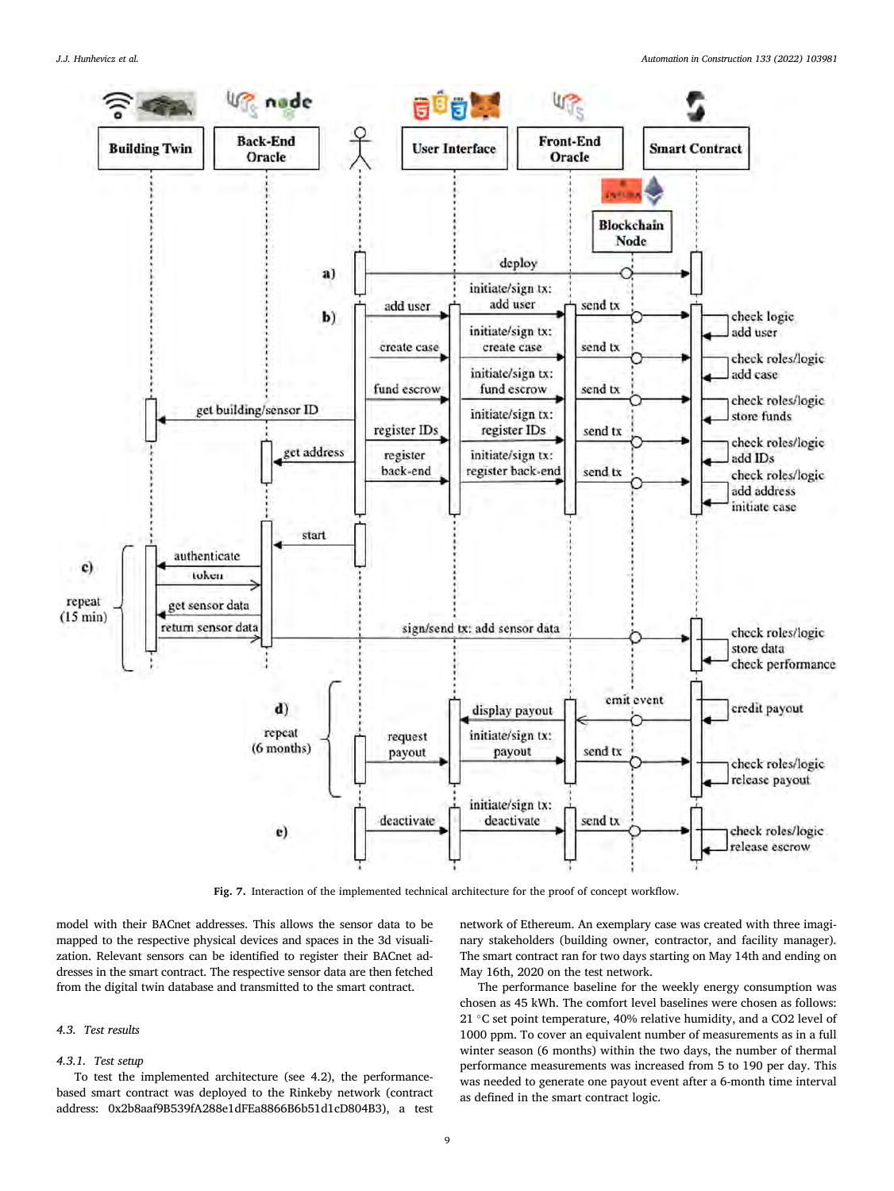Fig. 7. Interaction of the implemented technical architecture for the proof of concept workflow.

model with their BACnet addresses. This allows the sensor data to be mapped to the respective physical devices and spaces in the 3d visualization. Relevant sensors can be identified to register their BACnet addresses in the smart contract. The respective sensor data are then fetched from the digital twin database and transmitted to the smart contract.

### 4.3. Test results

#### 4.3.1. Test setup

To test the implemented architecture (see 4.2), the performance-based smart contract was deployed to the Rinkeby network (contract address: 0x2b8aaf9B539fA288e1dFEa8866B6b51d1cD804B3), a test network of Ethereum. An exemplary case was created with three imaginary stakeholders (building owner, contractor, and facility manager). The smart contract ran for two days starting on May 14th and ending on May 16th, 2020 on the test network.

The performance baseline for the weekly energy consumption was chosen as 45 kWh. The comfort level baselines were chosen as follows: 21 °C set point temperature, 40% relative humidity, and a CO2 level of 1000 ppm. To cover an equivalent number of measurements as in a full winter season (6 months) within the two days, the number of thermal performance measurements was increased from 5 to 190 per day. This was needed to generate one payout event after a 6-month time interval as defined in the smart contract logic.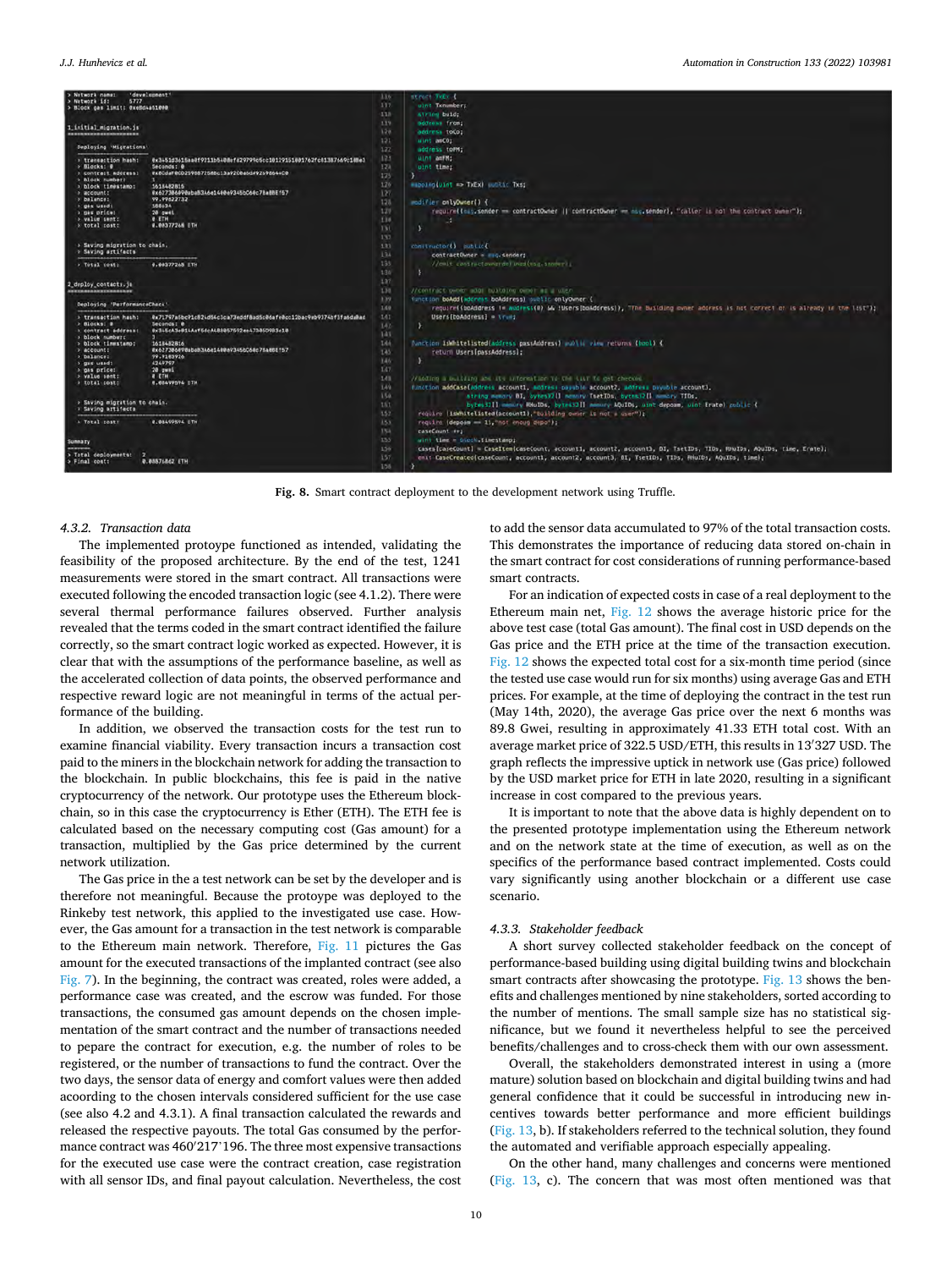**Fig. 8.** Smart contract deployment to the development network using Truffle.

#### 4.3.2. Transaction data

The implemented protoype functioned as intended, validating the feasibility of the proposed architecture. By the end of the test, 1241 measurements were stored in the smart contract. All transactions were executed following the encoded transaction logic (see 4.1.2). There were several thermal performance failures observed. Further analysis revealed that the terms coded in the smart contract identified the failure correctly, so the smart contract logic worked as expected. However, it is clear that with the assumptions of the performance baseline, as well as the accelerated collection of data points, the observed performance and respective reward logic are not meaningful in terms of the actual performance of the building.

In addition, we observed the transaction costs for the test run to examine financial viability. Every transaction incurs a transaction cost paid to the miners in the blockchain network for adding the transaction to the blockchain. In public blockchains, this fee is paid in the native cryptocurrency of the network. Our prototype uses the Ethereum blockchain, so in this case the cryptocurrency is Ether (ETH). The ETH fee is calculated based on the necessary computing cost (Gas amount) for a transaction, multiplied by the Gas price determined by the current network utilization.

The Gas price in the a test network can be set by the developer and is therefore not meaningful. Because the protoype was deployed to the Rinkeby test network, this applied to the investigated use case. However, the Gas amount for a transaction in the test network is comparable to the Ethereum main network. Therefore, Fig. 11 pictures the Gas amount for the executed transactions of the implanted contract (see also Fig. 7). In the beginning, the contract was created, roles were added, a performance case was created, and the escrow was funded. For those transactions, the consumed gas amount depends on the chosen implementation of the smart contract and the number of transactions needed to pepare the contract for execution, e.g. the number of roles to be registered, or the number of transactions to fund the contract. Over the two days, the sensor data of energy and comfort values were then added according to the chosen intervals considered sufficient for the use case (see also 4.2 and 4.3.1). A final transaction calculated the rewards and released the respective payouts. The total Gas consumed by the performance contract was 460′217'196. The three most expensive transactions for the executed use case were the contract creation, case registration with all sensor IDs, and final payout calculation. Nevertheless, the cost to add the sensor data accumulated to 97% of the total transaction costs. This demonstrates the importance of reducing data stored on-chain in the smart contract for cost considerations of running performance-based smart contracts.

For an indication of expected costs in case of a real deployment to the Ethereum main net, Fig. 12 shows the average historic price for the above test case (total Gas amount). The final cost in USD depends on the Gas price and the ETH price at the time of the transaction execution. Fig. 12 shows the expected total cost for a six-month time period (since the tested use case would run for six months) using average Gas and ETH prices. For example, at the time of deploying the contract in the test run (May 14th, 2020), the average Gas price over the next 6 months was 89.8 Gwei, resulting in approximately 41.33 ETH total cost. With an average market price of 322.5 USD/ETH, this results in 13′327 USD. The graph reflects the impressive uptick in network use (Gas price) followed by the USD market price for ETH in late 2020, resulting in a significant increase in cost compared to the previous years.

It is important to note that the above data is highly dependent on to the presented prototype implementation using the Ethereum network and on the network state at the time of execution, as well as on the specifics of the performance based contract implemented. Costs could vary significantly using another blockchain or a different use case scenario.

#### 4.3.3. Stakeholder feedback

A short survey collected stakeholder feedback on the concept of performance-based building using digital building twins and blockchain smart contracts after showcasing the prototype. Fig. 13 shows the benefits and challenges mentioned by nine stakeholders, sorted according to the number of mentions. The small sample size has no statistical significance, but we found it nevertheless helpful to see the perceived benefits/challenges and to cross-check them with our own assessment.

Overall, the stakeholders demonstrated interest in using a (more mature) solution based on blockchain and digital building twins and had general confidence that it could be successful in introducing new incentives towards better performance and more efficient buildings (Fig. 13, b). If stakeholders referred to the technical solution, they found the automated and verifiable approach especially appealing.

On the other hand, many challenges and concerns were mentioned (Fig. 13, c). The concern that was most often mentioned was that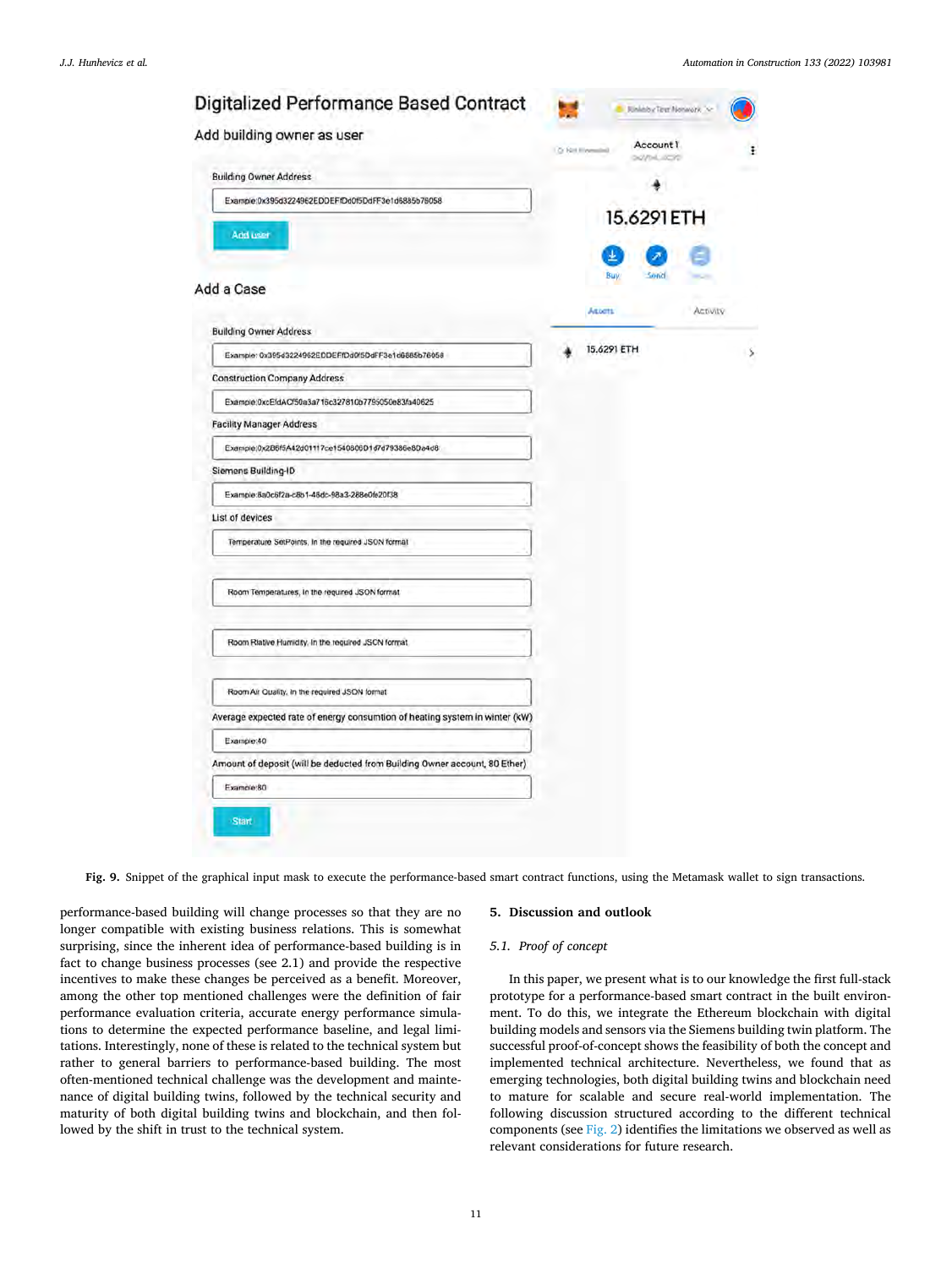Fig. 9. Snippet of the graphical input mask to execute the performance-based smart contract functions, using the Metamask wallet to sign transactions.

performance-based building will change processes so that they are no longer compatible with existing business relations. This is somewhat surprising, since the inherent idea of performance-based building is in fact to change business processes (see 2.1) and provide the respective incentives to make these changes be perceived as a benefit. Moreover, among the other top mentioned challenges were the definition of fair performance evaluation criteria, accurate energy performance simulations to determine the expected performance baseline, and legal limitations. Interestingly, none of these is related to the technical system but rather to general barriers to performance-based building. The most often-mentioned technical challenge was the development and maintenance of digital building twins, followed by the technical security and maturity of both digital building twins and blockchain, and then followed by the shift in trust to the technical system.

## 5. Discussion and outlook

### 5.1. Proof of concept

In this paper, we present what is to our knowledge the first full-stack prototype for a performance-based smart contract in the built environment. To do this, we integrate the Ethereum blockchain with digital building models and sensors via the Siemens building twin platform. The successful proof-of-concept shows the feasibility of both the concept and implemented technical architecture. Nevertheless, we found that as emerging technologies, both digital building twins and blockchain need to mature for scalable and secure real-world implementation. The following discussion structured according to the different technical components (see Fig. 2) identifies the limitations we observed as well as relevant considerations for future research.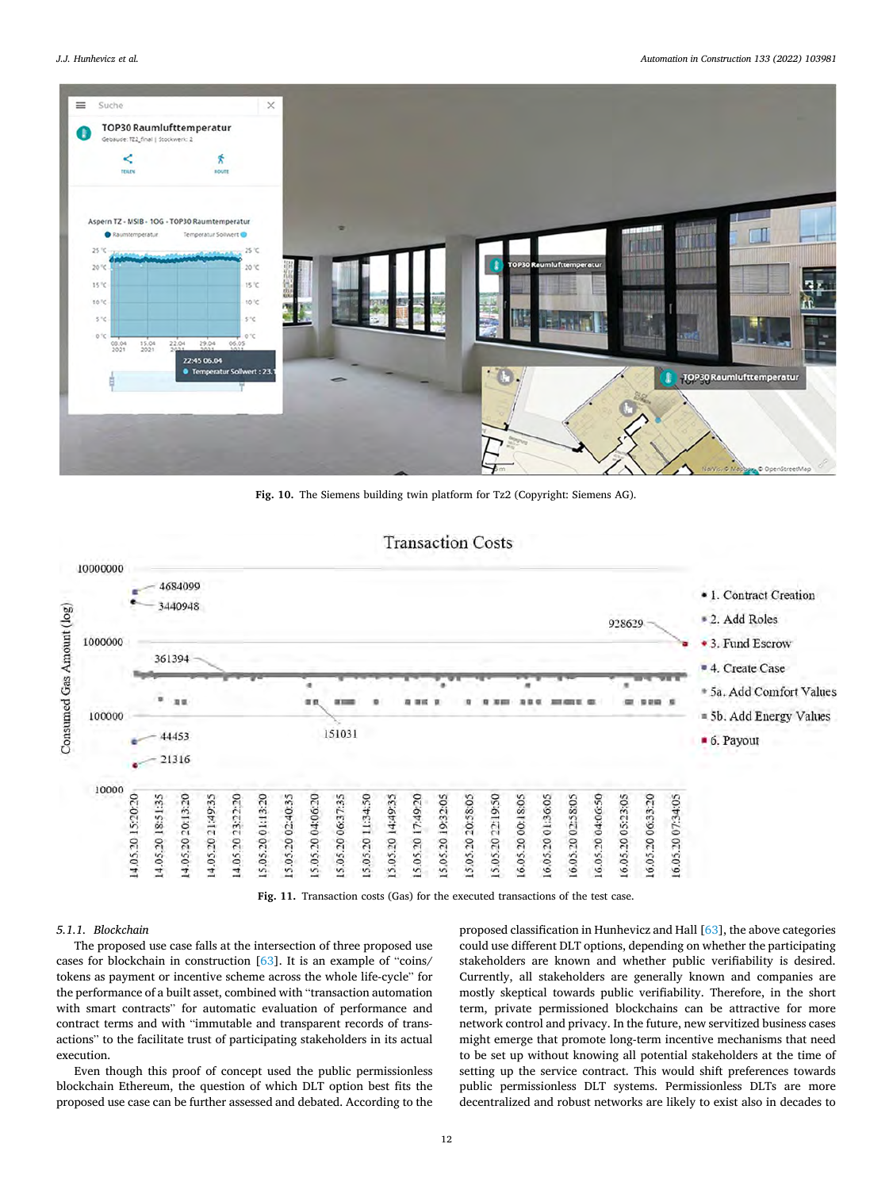Fig. 10. The Siemens building twin platform for Tz2 (Copyright: Siemens AG).

Fig. 11. Transaction costs (Gas) for the executed transactions of the test case.

#### 5.1.1. Blockchain

The proposed use case falls at the intersection of three proposed use cases for blockchain in construction [63]. It is an example of "coins/tokens as payment or incentive scheme across the whole life-cycle" for the performance of a built asset, combined with "transaction automation with smart contracts" for automatic evaluation of performance and contract terms and with "immutable and transparent records of transactions" to the facilitate trust of participating stakeholders in its actual execution.

Even though this proof of concept used the public permissionless blockchain Ethereum, the question of which DLT option best fits the proposed use case can be further assessed and debated. According to the proposed classification in Hunhevicz and Hall [63], the above categories could use different DLT options, depending on whether the participating stakeholders are known and whether public verifiability is desired. Currently, all stakeholders are generally known and companies are mostly skeptical towards public verifiability. Therefore, in the short term, private permissioned blockchains can be attractive for more network control and privacy. In the future, new servitized business cases might emerge that promote long-term incentive mechanisms that need to be set up without knowing all potential stakeholders at the time of setting up the service contract. This would shift preferences towards public permissionless DLT systems. Permissionless DLTs are more decentralized and robust networks are likely to exist also in decades to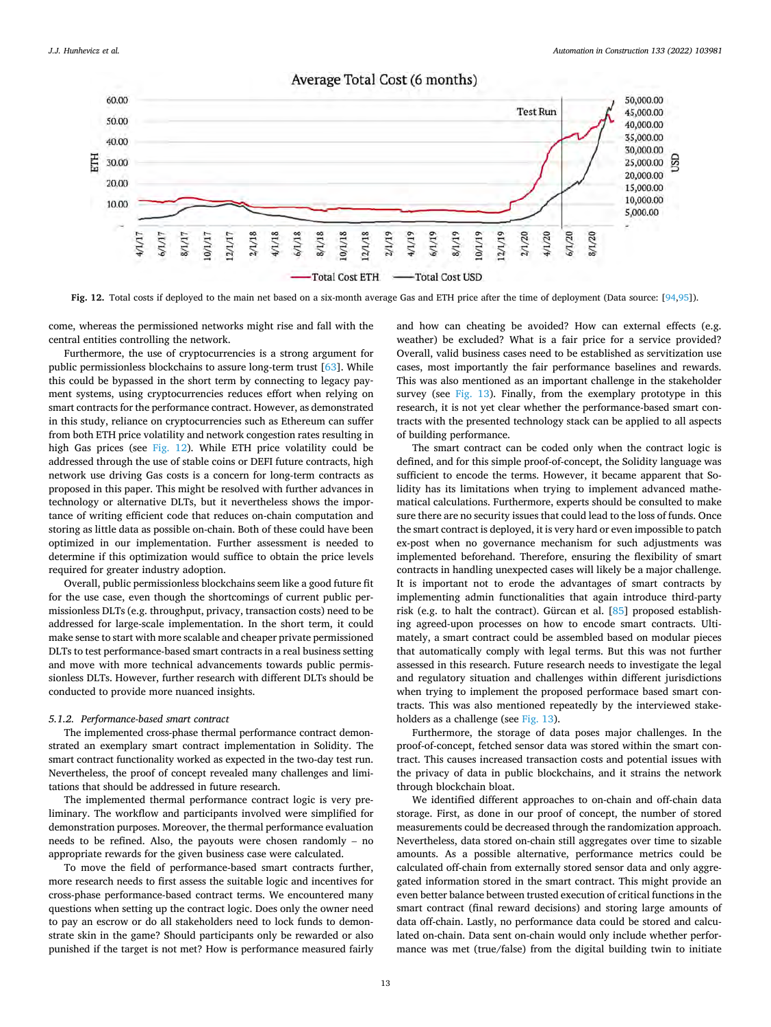Fig. 12. Total costs if deployed to the main net based on a six-month average Gas and ETH price after the time of deployment (Data source: [94,95]).

come, whereas the permissioned networks might rise and fall with the central entities controlling the network.

Furthermore, the use of cryptocurrencies is a strong argument for public permissionless blockchains to assure long-term trust [63]. While this could be bypassed in the short term by connecting to legacy payment systems, using cryptocurrencies reduces effort when relying on smart contracts for the performance contract. However, as demonstrated in this study, reliance on cryptocurrencies such as Ethereum can suffer from both ETH price volatility and network congestion rates resulting in high Gas prices (see Fig. 12). While ETH price volatility could be addressed through the use of stable coins or DEFI future contracts, high network use driving Gas costs is a concern for long-term contracts as proposed in this paper. This might be resolved with further advances in technology or alternative DLTs, but it nevertheless shows the importance of writing efficient code that reduces on-chain computation and storing as little data as possible on-chain. Both of these could have been optimized in our implementation. Further assessment is needed to determine if this optimization would suffice to obtain the price levels required for greater industry adoption.

Overall, public permissionless blockchains seem like a good future fit for the use case, even though the shortcomings of current public permissionless DLTs (e.g. throughput, privacy, transaction costs) need to be addressed for large-scale implementation. In the short term, it could make sense to start with more scalable and cheaper private permissioned DLTs to test performance-based smart contracts in a real business setting and move with more technical advancements towards public permissionless DLTs. However, further research with different DLTs should be conducted to provide more nuanced insights.

### 5.1.2. Performance-based smart contract

The implemented cross-phase thermal performance contract demonstrated an exemplary smart contract implementation in Solidity. The smart contract functionality worked as expected in the two-day test run. Nevertheless, the proof of concept revealed many challenges and limitations that should be addressed in future research.

The implemented thermal performance contract logic is very preliminary. The workflow and participants involved were simplified for demonstration purposes. Moreover, the thermal performance evaluation needs to be refined. Also, the payouts were chosen randomly – no appropriate rewards for the given business case were calculated.

To move the field of performance-based smart contracts further, more research needs to first assess the suitable logic and incentives for cross-phase performance-based contract terms. We encountered many questions when setting up the contract logic. Does only the owner need to pay an escrow or do all stakeholders need to lock funds to demonstrate skin in the game? Should participants only be rewarded or also punished if the target is not met? How is performance measured fairly and how can cheating be avoided? How can external effects (e.g. weather) be excluded? What is a fair price for a service provided? Overall, valid business cases need to be established as servitization use cases, most importantly the fair performance baselines and rewards. This was also mentioned as an important challenge in the stakeholder survey (see Fig. 13). Finally, from the exemplary prototype in this research, it is not yet clear whether the performance-based smart contracts with the presented technology stack can be applied to all aspects of building performance.

The smart contract can be coded only when the contract logic is defined, and for this simple proof-of-concept, the Solidity language was sufficient to encode the terms. However, it became apparent that Solidity has its limitations when trying to implement advanced mathematical calculations. Furthermore, experts should be consulted to make sure there are no security issues that could lead to the loss of funds. Once the smart contract is deployed, it is very hard or even impossible to patch ex-post when no governance mechanism for such adjustments was implemented beforehand. Therefore, ensuring the flexibility of smart contracts in handling unexpected cases will likely be a major challenge. It is important not to erode the advantages of smart contracts by implementing admin functionalities that again introduce third-party risk (e.g. to halt the contract). Gürcan et al. [85] proposed establishing agreed-upon processes on how to encode smart contracts. Ultimately, a smart contract could be assembled based on modular pieces that automatically comply with legal terms. But this was not further assessed in this research. Future research needs to investigate the legal and regulatory situation and challenges within different jurisdictions when trying to implement the proposed performance based smart contracts. This was also mentioned repeatedly by the interviewed stakeholders as a challenge (see Fig. 13).

Furthermore, the storage of data poses major challenges. In the proof-of-concept, fetched sensor data was stored within the smart contract. This causes increased transaction costs and potential issues with the privacy of data in public blockchains, and it strains the network through blockchain bloat.

We identified different approaches to on-chain and off-chain data storage. First, as done in our proof of concept, the number of stored measurements could be decreased through the randomization approach. Nevertheless, data stored on-chain still aggregates over time to sizable amounts. As a possible alternative, performance metrics could be calculated off-chain from externally stored sensor data and only aggregated information stored in the smart contract. This might provide an even better balance between trusted execution of critical functions in the smart contract (final reward decisions) and storing large amounts of data off-chain. Lastly, no performance data could be stored and calculated on-chain. Data sent on-chain would only include whether performance was met (true/false) from the digital building twin to initiate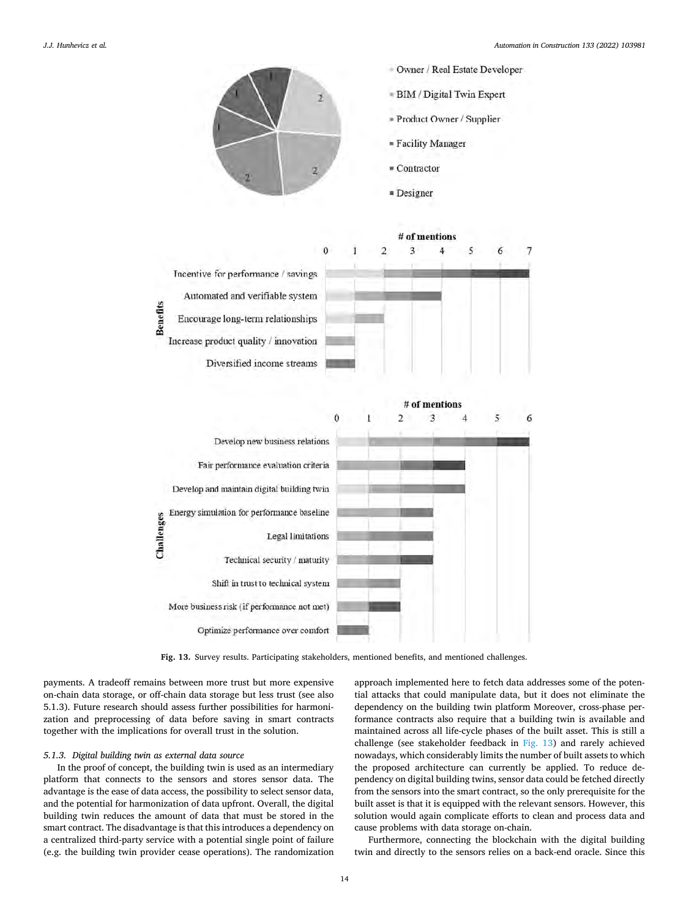Fig. 13. Survey results. Participating stakeholders, mentioned benefits, and mentioned challenges.

payments. A tradeoff remains between more trust but more expensive on-chain data storage, or off-chain data storage but less trust (see also 5.1.3). Future research should assess further possibilities for harmonization and preprocessing of data before saving in smart contracts together with the implications for overall trust in the solution.

#### 5.1.3. Digital building twin as external data source

In the proof of concept, the building twin is used as an intermediary platform that connects to the sensors and stores sensor data. The advantage is the ease of data access, the possibility to select sensor data, and the potential for harmonization of data upfront. Overall, the digital building twin reduces the amount of data that must be stored in the smart contract. The disadvantage is that this introduces a dependency on a centralized third-party service with a potential single point of failure (e.g. the building twin provider cease operations). The randomization approach implemented here to fetch data addresses some of the potential attacks that could manipulate data, but it does not eliminate the dependency on the building twin platform Moreover, cross-phase performance contracts also require that a building twin is available and maintained across all life-cycle phases of the built asset. This is still a challenge (see stakeholder feedback in Fig. 13) and rarely achieved nowadays, which considerably limits the number of built assets to which the proposed architecture can currently be applied. To reduce dependency on digital building twins, sensor data could be fetched directly from the sensors into the smart contract, so the only prerequisite for the built asset is that it is equipped with the relevant sensors. However, this solution would again complicate efforts to clean and process data and cause problems with data storage on-chain.

Furthermore, connecting the blockchain with the digital building twin and directly to the sensors relies on a back-end oracle. Since this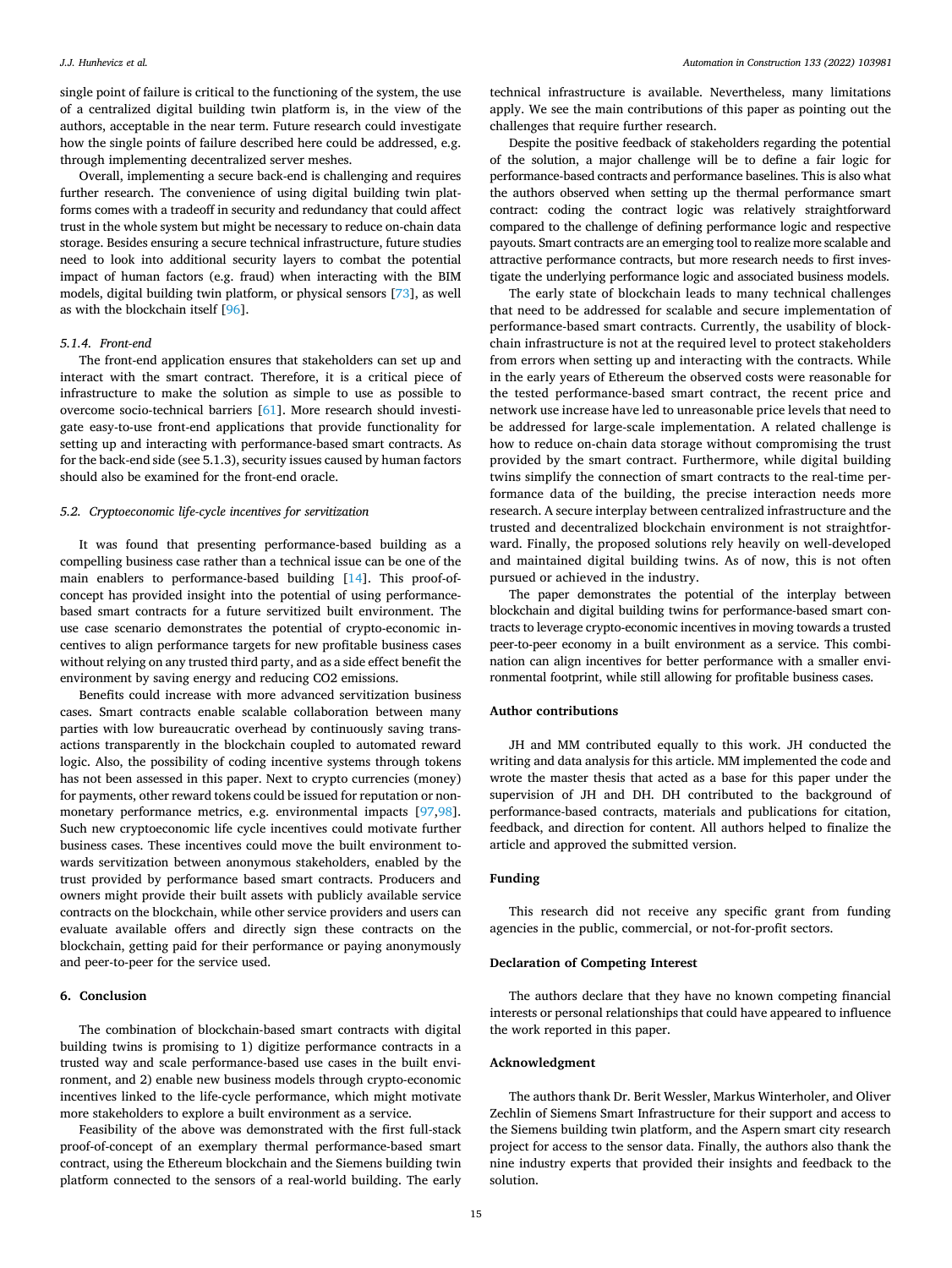single point of failure is critical to the functioning of the system, the use of a centralized digital building twin platform is, in the view of the authors, acceptable in the near term. Future research could investigate how the single points of failure described here could be addressed, e.g. through implementing decentralized server meshes.

Overall, implementing a secure back-end is challenging and requires further research. The convenience of using digital building twin platforms comes with a tradeoff in security and redundancy that could affect trust in the whole system but might be necessary to reduce on-chain data storage. Besides ensuring a secure technical infrastructure, future studies need to look into additional security layers to combat the potential impact of human factors (e.g. fraud) when interacting with the BIM models, digital building twin platform, or physical sensors [73], as well as with the blockchain itself [96].

#### 5.1.4. Front-end

The front-end application ensures that stakeholders can set up and interact with the smart contract. Therefore, it is a critical piece of infrastructure to make the solution as simple to use as possible to overcome socio-technical barriers [61]. More research should investigate easy-to-use front-end applications that provide functionality for setting up and interacting with performance-based smart contracts. As for the back-end side (see 5.1.3), security issues caused by human factors should also be examined for the front-end oracle.

### 5.2. Cryptoeconomic life-cycle incentives for servitization

It was found that presenting performance-based building as a compelling business case rather than a technical issue can be one of the main enablers to performance-based building [14]. This proof-of-concept has provided insight into the potential of using performance-based smart contracts for a future servitized built environment. The use case scenario demonstrates the potential of crypto-economic incentives to align performance targets for new profitable business cases without relying on any trusted third party, and as a side effect benefit the environment by saving energy and reducing CO2 emissions.

Benefits could increase with more advanced servitization business cases. Smart contracts enable scalable collaboration between many parties with low bureaucratic overhead by continuously saving transactions transparently in the blockchain coupled to automated reward logic. Also, the possibility of coding incentive systems through tokens has not been assessed in this paper. Next to crypto currencies (money) for payments, other reward tokens could be issued for reputation or non-monetary performance metrics, e.g. environmental impacts [97,98]. Such new cryptoeconomic life cycle incentives could motivate further business cases. These incentives could move the built environment towards servitization between anonymous stakeholders, enabled by the trust provided by performance based smart contracts. Producers and owners might provide their built assets with publicly available service contracts on the blockchain, while other service providers and users can evaluate available offers and directly sign these contracts on the blockchain, getting paid for their performance or paying anonymously and peer-to-peer for the service used.

## 6. Conclusion

The combination of blockchain-based smart contracts with digital building twins is promising to 1) digitize performance contracts in a trusted way and scale performance-based use cases in the built environment, and 2) enable new business models through crypto-economic incentives linked to the life-cycle performance, which might motivate more stakeholders to explore a built environment as a service.

Feasibility of the above was demonstrated with the first full-stack proof-of-concept of an exemplary thermal performance-based smart contract, using the Ethereum blockchain and the Siemens building twin platform connected to the sensors of a real-world building. The early technical infrastructure is available. Nevertheless, many limitations apply. We see the main contributions of this paper as pointing out the challenges that require further research.

Despite the positive feedback of stakeholders regarding the potential of the solution, a major challenge will be to define a fair logic for performance-based contracts and performance baselines. This is also what the authors observed when setting up the thermal performance smart contract: coding the contract logic was relatively straightforward compared to the challenge of defining performance logic and respective payouts. Smart contracts are an emerging tool to realize more scalable and attractive performance contracts, but more research needs to first investigate the underlying performance logic and associated business models.

The early state of blockchain leads to many technical challenges that need to be addressed for scalable and secure implementation of performance-based smart contracts. Currently, the usability of blockchain infrastructure is not at the required level to protect stakeholders from errors when setting up and interacting with the contracts. While in the early years of Ethereum the observed costs were reasonable for the tested performance-based smart contract, the recent price and network use increase have led to unreasonable price levels that need to be addressed for large-scale implementation. A related challenge is how to reduce on-chain data storage without compromising the trust provided by the smart contract. Furthermore, while digital building twins simplify the connection of smart contracts to the real-time performance data of the building, the precise interaction needs more research. A secure interplay between centralized infrastructure and the trusted and decentralized blockchain environment is not straightforward. Finally, the proposed solutions rely heavily on well-developed and maintained digital building twins. As of now, this is not often pursued or achieved in the industry.

The paper demonstrates the potential of the interplay between blockchain and digital building twins for performance-based smart contracts to leverage crypto-economic incentives in moving towards a trusted peer-to-peer economy in a built environment as a service. This combination can align incentives for better performance with a smaller environmental footprint, while still allowing for profitable business cases.

## Author contributions

JH and MM contributed equally to this work. JH conducted the writing and data analysis for this article. MM implemented the code and wrote the master thesis that acted as a base for this paper under the supervision of JH and DH. DH contributed to the background of performance-based contracts, materials and publications for citation, feedback, and direction for content. All authors helped to finalize the article and approved the submitted version.

## Funding

This research did not receive any specific grant from funding agencies in the public, commercial, or not-for-profit sectors.

## Declaration of Competing Interest

The authors declare that they have no known competing financial interests or personal relationships that could have appeared to influence the work reported in this paper.

## Acknowledgment

The authors thank Dr. Berit Wessler, Markus Winterholer, and Oliver Zechlin of Siemens Smart Infrastructure for their support and access to the Siemens building twin platform, and the Aspern smart city research project for access to the sensor data. Finally, the authors also thank the nine industry experts that provided their insights and feedback to the solution.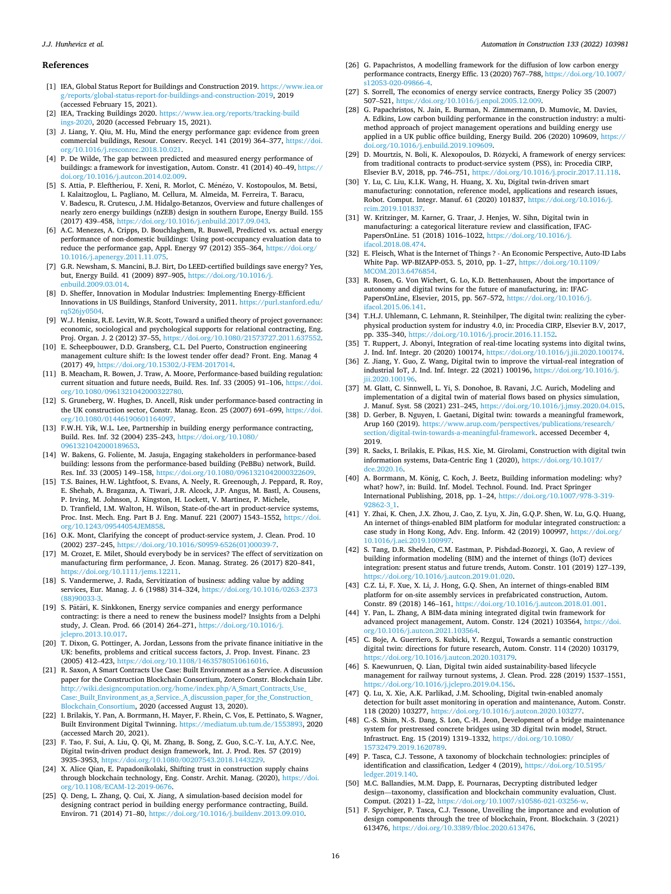## References

[1] IEA, Global Status Report for Buildings and Construction 2019. https://www.iea.org/reports/global-status-report-for-buildings-and-construction-2019, 2019 (accessed February 15, 2021).

[2] IEA, Tracking Buildings 2020. https://www.iea.org/reports/tracking-buildings-2020, 2020 (accessed February 15, 2021).

[3] J. Liang, Y. Qiu, M. Hu, Mind the energy performance gap: evidence from green commercial buildings, Resour. Conserv. Recycl. 141 (2019) 364–377, https://doi.org/10.1016/j.resconrec.2018.10.021.

[4] P. De Wilde, The gap between predicted and measured energy performance of buildings: a framework for investigation, Autom. Constr. 41 (2014) 40–49, https://doi.org/10.1016/j.autcon.2014.02.009.

[5] S. Attia, P. Eleftheriou, F. Xeni, R. Morlot, C. Ménézo, V. Kostopoulos, M. Betsi, I. Kalaitzoglou, L. Pagliano, M. Cellura, M. Almeida, M. Ferreira, T. Baracu, V. Badescu, R. Crutescu, J.M. Hidalgo-Betanzos, Overview and future challenges of nearly zero energy buildings (nZEB) design in southern Europe, Energy Build. 155 (2017) 439–458, https://doi.org/10.1016/j.enbuild.2017.09.043.

[6] A.C. Menezes, A. Cripps, D. Bouchlaghem, R. Buswell, Predicted vs. actual energy performance of non-domestic buildings: Using post-occupancy evaluation data to reduce the performance gap, Appl. Energy 97 (2012) 355–364, https://doi.org/10.1016/j.apenergy.2011.11.075.

[7] G.R. Newsham, S. Mancini, B.J. Birt, Do LEED-certified buildings save energy? Yes, but, Energy Build. 41 (2009) 897–905, https://doi.org/10.1016/j.enbuild.2009.03.014.

[8] D. Sheffer, Innovation in Modular Industries: Implementing Energy-Efficient Innovations in US Buildings, Stanford University, 2011. https://purl.stanford.edu/rq526jy0504.

[9] W.J. Henisz, R.E. Levitt, W.R. Scott, Toward a unified theory of project governance: economic, sociological and psychological supports for relational contracting, Eng. Proj. Organ. J. 2 (2012) 37–55, https://doi.org/10.1080/21573727.2011.637552.

[10] E. Scheepbouwer, D.D. Gransberg, C.L. Del Puerto, Construction engineering management culture shift: Is the lowest tender offer dead? Front. Eng. Manag 4 (2017) 49, https://doi.org/10.15302/J-FEM-2017014.

[11] B. Meacham, R. Bowen, J. Traw, A. Moore, Performance-based building regulation: current situation and future needs, Build. Res. Inf. 33 (2005) 91–106, https://doi.org/10.1080/0961321042000322780.

[12] S. Gruneberg, W. Hughes, D. Ancell, Risk under performance-based contracting in the UK construction sector, Constr. Manag. Econ. 25 (2007) 691–699, https://doi.org/10.1080/01446190601164097.

[13] F.W.H. Yik, W.L. Lee, Partnership in building energy performance contracting, Build. Res. Inf. 32 (2004) 235–243, https://doi.org/10.1080/0961321042000189653.

[14] W. Bakens, G. Foliente, M. Jasuja, Engaging stakeholders in performance-based building: lessons from the performance-based building (PeBBu) network, Build. Res. Inf. 33 (2005) 149–158, https://doi.org/10.1080/0961321042000322609.

[15] T.S. Baines, H.W. Lightfoot, S. Evans, A. Neely, R. Greenough, J. Peppard, R. Roy, E. Shehab, A. Braganza, A. Tiwari, J.R. Alcock, J.P. Angus, M. Bastl, A. Cousens, P. Irving, M. Johnson, J. Kingston, H. Lockett, V. Martinez, P. Michele, D. Tranfield, I.M. Walton, H. Wilson, State-of-the-art in product-service systems, Proc. Inst. Mech. Eng. Part B J. Eng. Manuf. 221 (2007) 1543–1552, https://doi.org/10.1243/09544054JEM858.

[16] O.K. Mont, Clarifying the concept of product-service system, J. Clean. Prod. 10 (2002) 237–245, https://doi.org/10.1016/S0959-6526(01)00039-7.

[17] M. Crozet, E. Milet, Should everybody be in services? The effect of servitization on manufacturing firm performance, J. Econ. Manag. Strateg. 26 (2017) 820–841, https://doi.org/10.1111/jems.12211.

[18] S. Vandermerwe, J. Rada, Servitization of business: adding value by adding services, Eur. Manag. J. 6 (1988) 314–324, https://doi.org/10.1016/0263-2373(88)90033-3.

[19] S. Pätäri, K. Sinkkonen, Energy service companies and energy performance contracting: is there a need to renew the business model? Insights from a Delphi study, J. Clean. Prod. 66 (2014) 264–271, https://doi.org/10.1016/j.jclepro.2013.10.017.

[20] T. Dixon, G. Pottinger, A. Jordan, Lessons from the private finance initiative in the UK: benefits, problems and critical success factors, J. Prop. Invest. Financ. 23 (2005) 412–423, https://doi.org/10.1108/14635780510616016.

[21] R. Saxon, A Smart Contracts Use Case: Built Environment as a Service. A discussion paper for the Construction Blockchain Consortium, Zotero Constr. Blockchain Libr. http://wiki.designcomputation.org/home/index.php/A_Smart_Contracts_Use_Case:_Built_Environment_as_a_Service._A_discussion_paper_for_the_Construction_Blockchain_Consortium, 2020 (accessed August 13, 2020).

[22] I. Brilakis, Y. Pan, A. Borrmann, H. Mayer, F. Rhein, C. Vos, E. Pettinato, S. Wagner, Built Environment Digital Twinning. https://mediatum.ub.tum.de/1553893, 2020 (accessed March 20, 2021).

[23] F. Tao, F. Sui, A. Liu, Q. Qi, M. Zhang, B. Song, Z. Guo, S.C.-Y. Lu, A.Y.C. Nee, Digital twin-driven product design framework, Int. J. Prod. Res. 57 (2019) 3935–3953, https://doi.org/10.1080/00207543.2018.1443229.

[24] X. Alice Qian, E. Papadonikolaki, Shifting trust in construction supply chains through blockchain technology, Eng. Constr. Archit. Manag. (2020), https://doi.org/10.1108/ECAM-12-2019-0676.

[25] Q. Deng, L. Zhang, Q. Cui, X. Jiang, A simulation-based decision model for designing contract period in building energy performance contracting, Build. Environ. 71 (2014) 71–80, https://doi.org/10.1016/j.buildenv.2013.09.010.

[26] G. Papachristos, A modelling framework for the diffusion of low carbon energy performance contracts, Energy Effic. 13 (2020) 767–788, https://doi.org/10.1007/s12053-020-09866-4.

[27] S. Sorrell, The economics of energy service contracts, Energy Policy 35 (2007) 507–521, https://doi.org/10.1016/j.enpol.2005.12.009.

[28] G. Papachristos, N. Jain, E. Burman, N. Zimmermann, D. Mumovic, M. Davies, A. Edkins, Low carbon building performance in the construction industry: a multi-method approach of project management operations and building energy use applied in a UK public office building, Energy Build. 206 (2020) 109609, https://doi.org/10.1016/j.enbuild.2019.109609.

[29] D. Mourtzis, N. Boli, K. Alexopoulos, D. Różycki, A framework of energy services: from traditional contracts to product-service system (PSS), in: Procedia CIRP, Elsevier B.V, 2018, pp. 746–751, https://doi.org/10.1016/j.procir.2017.11.118.

[30] Y. Lu, C. Liu, K.I.K. Wang, H. Huang, X. Xu, Digital twin-driven smart manufacturing: connotation, reference model, applications and research issues, Robot. Comput. Integr. Manuf. 61 (2020) 101837, https://doi.org/10.1016/j.rcim.2019.101837.

[31] W. Kritzinger, M. Karner, G. Traar, J. Henjes, W. Sihn, Digital twin in manufacturing: a categorical literature review and classification, IFAC-PapersOnLine. 51 (2018) 1016–1022, https://doi.org/10.1016/j.ifacol.2018.08.474.

[32] E. Fleisch, What is the Internet of Things ? - An Economic Perspective, Auto-ID Labs White Pap. WP-BIZAPP-053. 5, 2010, pp. 1–27, https://doi.org/10.1109/MCOM.2013.6476854.

[33] R. Rosen, G. Von Wichert, G. Lo, K.D. Bettenhausen, About the importance of autonomy and digital twins for the future of manufacturing, in: IFAC-PapersOnLine, Elsevier, 2015, pp. 567–572, https://doi.org/10.1016/j.ifacol.2015.06.141.

[34] T.H.J. Uhlemann, C. Lehmann, R. Steinhilper, The digital twin: realizing the cyber-physical production system for industry 4.0, in: Procedia CIRP, Elsevier B.V, 2017, pp. 335–340, https://doi.org/10.1016/j.procir.2016.11.152.

[35] T. Ruppert, J. Abonyi, Integration of real-time locating systems into digital twins, J. Ind. Inf. Integr. 20 (2020) 100174, https://doi.org/10.1016/j.jii.2020.100174.

[36] Z. Jiang, Y. Guo, Z. Wang, Digital twin to improve the virtual-real integration of industrial IoT, J. Ind. Inf. Integr. 22 (2021) 100196, https://doi.org/10.1016/j.jii.2020.100196.

[37] M. Glatt, C. Sinnwell, L. Yi, S. Donohoe, B. Ravani, J.C. Aurich, Modeling and implementation of a digital twin of material flows based on physics simulation, J. Manuf. Syst. 58 (2021) 231–245, https://doi.org/10.1016/j.jmsy.2020.04.015.

[38] D. Gerber, B. Nguyen, I. Gaetani, Digital twin: towards a meaningful framework, Arup 160 (2019). https://www.arup.com/perspectives/publications/research/section/digital-twin-towards-a-meaningful-framework. accessed December 4, 2019.

[39] R. Sacks, I. Brilakis, E. Pikas, H.S. Xie, M. Girolami, Construction with digital twin information systems, Data-Centric Eng 1 (2020), https://doi.org/10.1017/dce.2020.16.

[40] A. Borrmann, M. König, C. Koch, J. Beetz, Building information modeling: why? what? how?, in: Build. Inf. Model. Technol. Found. Ind. Pract Springer International Publishing, 2018, pp. 1–24, https://doi.org/10.1007/978-3-319-92862-3_1.

[41] Y. Zhai, K. Chen, J.X. Zhou, J. Cao, Z. Lyu, X. Jin, G.Q.P. Shen, W. Lu, G.Q. Huang, An internet of things-enabled BIM platform for modular integrated construction: a case study in Hong Kong, Adv. Eng. Inform. 42 (2019) 100997, https://doi.org/10.1016/j.aei.2019.100997.

[42] S. Tang, D.R. Shelden, C.M. Eastman, P. Pishdad-Bozorgi, X. Gao, A review of building information modeling (BIM) and the internet of things (IoT) devices integration: present status and future trends, Autom. Constr. 101 (2019) 127–139, https://doi.org/10.1016/j.autcon.2019.01.020.

[43] C.Z. Li, F. Xue, X. Li, J. Hong, G.Q. Shen, An internet of things-enabled BIM platform for on-site assembly services in prefabricated construction, Autom. Constr. 89 (2018) 146–161, https://doi.org/10.1016/j.autcon.2018.01.001.

[44] Y. Pan, L. Zhang, A BIM-data mining integrated digital twin framework for advanced project management, Autom. Constr. 124 (2021) 103564, https://doi.org/10.1016/j.autcon.2021.103564.

[45] C. Boje, A. Guerriero, S. Kubicki, Y. Rezgui, Towards a semantic construction digital twin: directions for future research, Autom. Constr. 114 (2020) 103179, https://doi.org/10.1016/j.autcon.2020.103179.

[46] S. Kaewunruen, Q. Lian, Digital twin aided sustainability-based lifecycle management for railway turnout systems, J. Clean. Prod. 228 (2019) 1537–1551, https://doi.org/10.1016/j.jclepro.2019.04.156.

[47] Q. Lu, X. Xie, A.K. Parlikad, J.M. Schooling, Digital twin-enabled anomaly detection for built asset monitoring in operation and maintenance, Autom. Constr. 118 (2020) 103277, https://doi.org/10.1016/j.autcon.2020.103277.

[48] C.-S. Shim, N.-S. Dang, S. Lon, C.-H. Jeon, Development of a bridge maintenance system for prestressed concrete bridges using 3D digital twin model, Struct. Infrastruct. Eng. 15 (2019) 1319–1332, https://doi.org/10.1080/15732479.2019.1620789.

[49] P. Tasca, C.J. Tessone, A taxonomy of blockchain technologies: principles of identification and classification, Ledger 4 (2019), https://doi.org/10.5195/ledger.2019.140.

[50] M.C. Ballandies, M.M. Dapp, E. Pournaras, Decrypting distributed ledger design—taxonomy, classification and blockchain community evaluation, Clust. Comput. (2021) 1–22, https://doi.org/10.1007/s10586-021-03256-w.

[51] F. Spychiger, P. Tasca, C.J. Tessone, Unveiling the importance and evolution of design components through the tree of blockchain, Front. Blockchain. 3 (2021) 613476, https://doi.org/10.3389/fbloc.2020.613476.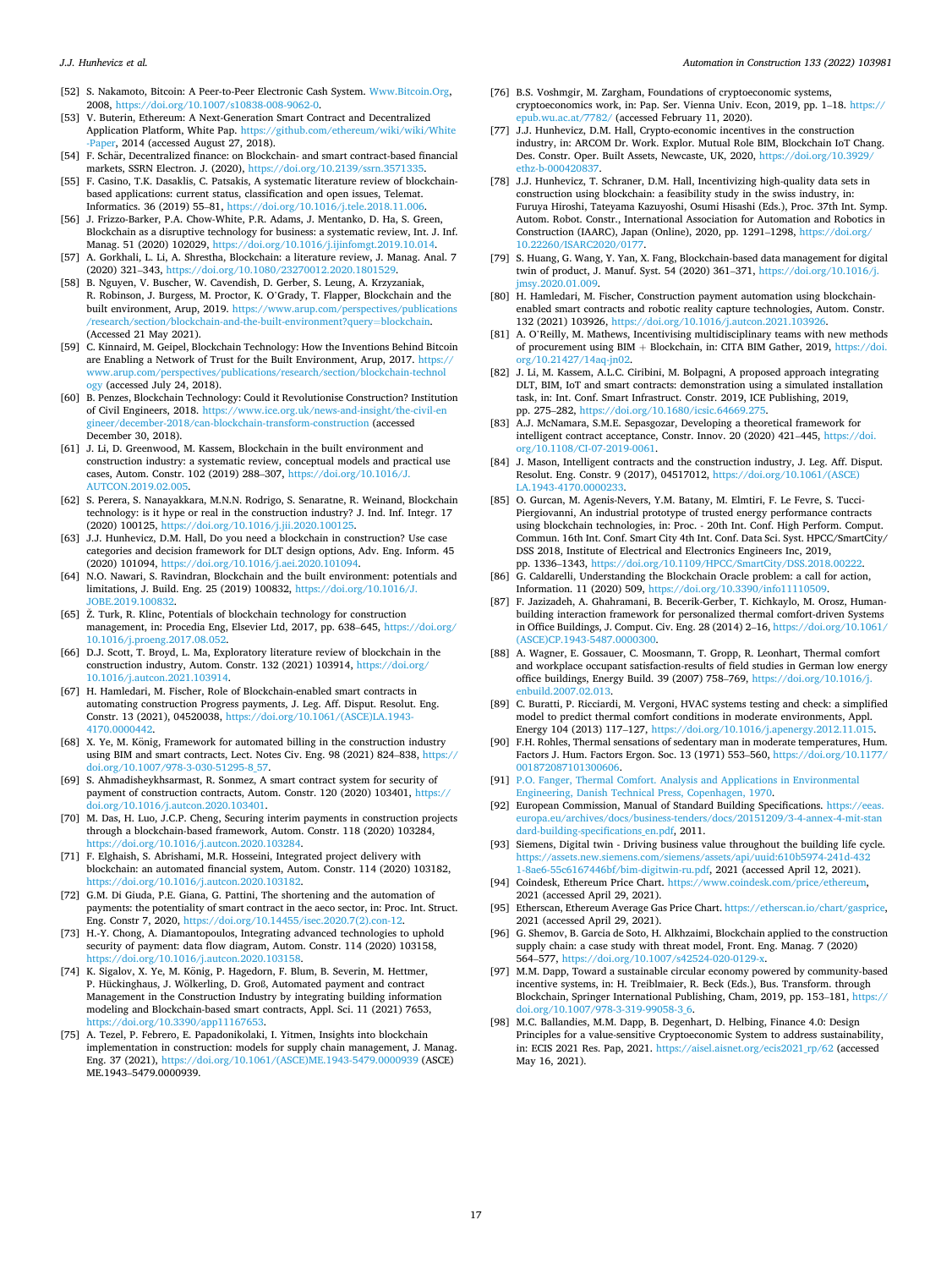[52] S. Nakamoto, Bitcoin: A Peer-to-Peer Electronic Cash System. Www.Bitcoin.Org, 2008, https://doi.org/10.1007/s10838-008-9062-0.

[53] V. Buterin, Ethereum: A Next-Generation Smart Contract and Decentralized Application Platform, White Pap. https://github.com/ethereum/wiki/wiki/White-Paper, 2014 (accessed August 27, 2018).

[54] F. Schär, Decentralized finance: on Blockchain- and smart contract-based financial markets, SSRN Electron. J. (2020), https://doi.org/10.2139/ssrn.3571335.

[55] F. Casino, T.K. Dasaklis, C. Patsakis, A systematic literature review of blockchain-based applications: current status, classification and open issues, Telemat. Informatics. 36 (2019) 55–81, https://doi.org/10.1016/j.tele.2018.11.006.

[56] J. Frizzo-Barker, P.A. Chow-White, P.R. Adams, J. Mentanko, D. Ha, S. Green, Blockchain as a disruptive technology for business: a systematic review, Int. J. Inf. Manag. 51 (2020) 102029, https://doi.org/10.1016/j.ijinfomgt.2019.10.014.

[57] A. Gorkhali, L. Li, A. Shrestha, Blockchain: a literature review, J. Manag. Anal. 7 (2020) 321–343, https://doi.org/10.1080/23270012.2020.1801529.

[58] B. Nguyen, V. Buscher, W. Cavendish, D. Gerber, S. Leung, A. Krzyzaniak, R. Robinson, J. Burgess, M. Proctor, K. O`Grady, T. Flapper, Blockchain and the built environment, Arup, 2019. https://www.arup.com/perspectives/publications/research/section/blockchain-and-the-built-environment?query=blockchain. (Accessed 21 May 2021).

[59] C. Kinnaird, M. Geipel, Blockchain Technology: How the Inventions Behind Bitcoin are Enabling a Network of Trust for the Built Environment, Arup, 2017. https://www.arup.com/perspectives/publications/research/section/blockchain-technology (accessed July 24, 2018).

[60] B. Penzes, Blockchain Technology: Could it Revolutionise Construction? Institution of Civil Engineers, 2018. https://www.ice.org.uk/news-and-insight/the-civil-engineer/december-2018/can-blockchain-transform-construction (accessed December 30, 2018).

[61] J. Li, D. Greenwood, M. Kassem, Blockchain in the built environment and construction industry: a systematic review, conceptual models and practical use cases, Autom. Constr. 102 (2019) 288–307, https://doi.org/10.1016/J.AUTCON.2019.02.005.

[62] S. Perera, S. Nanayakkara, M.N.N. Rodrigo, S. Senaratne, R. Weinand, Blockchain technology: is it hype or real in the construction industry? J. Ind. Inf. Integr. 17 (2020) 100125, https://doi.org/10.1016/j.jii.2020.100125.

[63] J.J. Hunhevicz, D.M. Hall, Do you need a blockchain in construction? Use case categories and decision framework for DLT design options, Adv. Eng. Inform. 45 (2020) 101094, https://doi.org/10.1016/j.aei.2020.101094.

[64] N.O. Nawari, S. Ravindran, Blockchain and the built environment: potentials and limitations, J. Build. Eng. 25 (2019) 100832, https://doi.org/10.1016/J.JOBE.2019.100832.

[65] Ž. Turk, R. Klinc, Potentials of blockchain technology for construction management, in: Procedia Eng, Elsevier Ltd, 2017, pp. 638–645, https://doi.org/10.1016/j.proeng.2017.08.052.

[66] D.J. Scott, T. Broyd, L. Ma, Exploratory literature review of blockchain in the construction industry, Autom. Constr. 132 (2021) 103914, https://doi.org/10.1016/j.autcon.2021.103914.

[67] H. Hamledari, M. Fischer, Role of Blockchain-enabled smart contracts in automating construction Progress payments, J. Leg. Aff. Disput. Resolut. Eng. Constr. 13 (2021), 04520038, https://doi.org/10.1061/(ASCE)LA.1943-4170.0000442.

[68] X. Ye, M. König, Framework for automated billing in the construction industry using BIM and smart contracts, Lect. Notes Civ. Eng. 98 (2021) 824–838, https://doi.org/10.1007/978-3-030-51295-8_57.

[69] S. Ahmadisheykhsarmast, R. Sonmez, A smart contract system for security of payment of construction contracts, Autom. Constr. 120 (2020) 103401, https://doi.org/10.1016/j.autcon.2020.103401.

[70] M. Das, H. Luo, J.C.P. Cheng, Securing interim payments in construction projects through a blockchain-based framework, Autom. Constr. 118 (2020) 103284, https://doi.org/10.1016/j.autcon.2020.103284.

[71] F. Elghaish, S. Abrishami, M.R. Hosseini, Integrated project delivery with blockchain: an automated financial system, Autom. Constr. 114 (2020) 103182, https://doi.org/10.1016/j.autcon.2020.103182.

[72] G.M. Di Giuda, P.E. Giana, G. Pattini, The shortening and the automation of payments: the potentiality of smart contract in the aeco sector, in: Proc. Int. Struct. Eng. Constr 7, 2020, https://doi.org/10.14455/isec.2020.7(2).con-12.

[73] H.-Y. Chong, A. Diamantopoulos, Integrating advanced technologies to uphold security of payment: data flow diagram, Autom. Constr. 114 (2020) 103158, https://doi.org/10.1016/j.autcon.2020.103158.

[74] K. Sigalov, X. Ye, M. König, P. Hagedorn, F. Blum, B. Severin, M. Hettmer, P. Hückinghaus, J. Wölkerling, D. Groß, Automated payment and contract Management in the Construction Industry by integrating building information modeling and Blockchain-based smart contracts, Appl. Sci. 11 (2021) 7653, https://doi.org/10.3390/app11167653.

[75] A. Tezel, P. Febrero, E. Papadonikolaki, I. Yitmen, Insights into blockchain implementation in construction: models for supply chain management, J. Manag. Eng. 37 (2021), https://doi.org/10.1061/(ASCE)ME.1943-5479.0000939 (ASCE) ME.1943–5479.0000939.

[76] B.S. Voshmgir, M. Zargham, Foundations of cryptoeconomic systems, cryptoeconomics work, in: Pap. Ser. Vienna Univ. Econ, 2019, pp. 1–18. https://epub.wu.ac.at/7782/ (accessed February 11, 2020).

[77] J.J. Hunhevicz, D.M. Hall, Crypto-economic incentives in the construction industry, in: ARCOM Dr. Work. Explor. Mutual Role BIM, Blockchain IoT Chang. Des. Constr. Oper. Built Assets, Newcaste, UK, 2020, https://doi.org/10.3929/ethz-b-000420837.

[78] J.J. Hunhevicz, T. Schraner, D.M. Hall, Incentivizing high-quality data sets in construction using blockchain: a feasibility study in the swiss industry, in: Furuya Hiroshi, Tateyama Kazuyoshi, Osumi Hisashi (Eds.), Proc. 37th Int. Symp. Autom. Robot. Constr., International Association for Automation and Robotics in Construction (IAARC), Japan (Online), 2020, pp. 1291–1298, https://doi.org/10.22260/ISARC2020/0177.

[79] S. Huang, G. Wang, Y. Yan, X. Fang, Blockchain-based data management for digital twin of product, J. Manuf. Syst. 54 (2020) 361–371, https://doi.org/10.1016/j.jmsy.2020.01.009.

[80] H. Hamledari, M. Fischer, Construction payment automation using blockchain-enabled smart contracts and robotic reality capture technologies, Autom. Constr. 132 (2021) 103926, https://doi.org/10.1016/j.autcon.2021.103926.

[81] A. O'Reilly, M. Mathews, Incentivising multidisciplinary teams with new methods of procurement using BIM + Blockchain, in: CITA BIM Gather, 2019, https://doi.org/10.21427/14aq-jn02.

[82] J. Li, M. Kassem, A.L.C. Ciribini, M. Bolpagni, A proposed approach integrating DLT, BIM, IoT and smart contracts: demonstration using a simulated installation task, in: Int. Conf. Smart Infrastruct. Constr. 2019, ICE Publishing, 2019, pp. 275–282, https://doi.org/10.1680/icsic.64669.275.

[83] A.J. McNamara, S.M.E. Sepasgozar, Developing a theoretical framework for intelligent contract acceptance, Constr. Innov. 20 (2020) 421–445, https://doi.org/10.1108/CI-07-2019-0061.

[84] J. Mason, Intelligent contracts and the construction industry, J. Leg. Aff. Disput. Resolut. Eng. Constr. 9 (2017), 04517012, https://doi.org/10.1061/(ASCE)LA.1943-4170.0000233.

[85] O. Gurcan, M. Agenis-Nevers, Y.M. Batany, M. Elmtiri, F. Le Fevre, S. Tucci-Piergiovanni, An industrial prototype of trusted energy performance contracts using blockchain technologies, in: Proc. - 20th Int. Conf. High Perform. Comput. Commun. 16th Int. Conf. Smart City 4th Int. Conf. Data Sci. Syst. HPCC/SmartCity/DSS 2018, Institute of Electrical and Electronics Engineers Inc, 2019, pp. 1336–1343, https://doi.org/10.1109/HPCC/SmartCity/DSS.2018.00222.

[86] G. Caldarelli, Understanding the Blockchain Oracle problem: a call for action, Information. 11 (2020) 509, https://doi.org/10.3390/info11110509.

[87] F. Jazizadeh, A. Ghahramani, B. Becerik-Gerber, T. Kichkaylo, M. Orosz, Human-building interaction framework for personalized thermal comfort-driven Systems in Office Buildings, J. Comput. Civ. Eng. 28 (2014) 2–16, https://doi.org/10.1061/(ASCE)CP.1943-5487.0000300.

[88] A. Wagner, E. Gossauer, C. Moosmann, T. Gropp, R. Leonhart, Thermal comfort and workplace occupant satisfaction-results of field studies in German low energy office buildings, Energy Build. 39 (2007) 758–769, https://doi.org/10.1016/j.enbuild.2007.02.013.

[89] C. Buratti, P. Ricciardi, M. Vergoni, HVAC systems testing and check: a simplified model to predict thermal comfort conditions in moderate environments, Appl. Energy 104 (2013) 117–127, https://doi.org/10.1016/j.apenergy.2012.11.015.

[90] F.H. Rohles, Thermal sensations of sedentary man in moderate temperatures, Hum. Factors J. Hum. Factors Ergon. Soc. 13 (1971) 553–560, https://doi.org/10.1177/001872087101300606.

[91] P.O. Fanger, Thermal Comfort. Analysis and Applications in Environmental Engineering, Danish Technical Press, Copenhagen, 1970.

[92] European Commission, Manual of Standard Building Specifications. https://eeas.europa.eu/archives/docs/business-tenders/docs/20151209/3-4-annex-4-mit-standard-building-specifications_en.pdf, 2011.

[93] Siemens, Digital twin - Driving business value throughout the building life cycle. https://assets.new.siemens.com/siemens/assets/api/uuid:610b5974-241d-4321-8ae6-55c6167446bf/bim-digitwin-ru.pdf, 2021 (accessed April 12, 2021).

[94] Coindesk, Ethereum Price Chart. https://www.coindesk.com/price/ethereum, 2021 (accessed April 29, 2021).

[95] Etherscan, Ethereum Average Gas Price Chart. https://etherscan.io/chart/gasprice, 2021 (accessed April 29, 2021).

[96] G. Shemov, B. Garcia de Soto, H. Alkhzaimi, Blockchain applied to the construction supply chain: a case study with threat model, Front. Eng. Manag. 7 (2020) 564–577, https://doi.org/10.1007/s42524-020-0129-x.

[97] M.M. Dapp, Toward a sustainable circular economy powered by community-based incentive systems, in: H. Treiblmaier, R. Beck (Eds.), Bus. Transform. through Blockchain, Springer International Publishing, Cham, 2019, pp. 153–181, https://doi.org/10.1007/978-3-319-99058-3_6.

[98] M.C. Ballandies, M.M. Dapp, B. Degenhart, D. Helbing, Finance 4.0: Design Principles for a value-sensitive Cryptoeconomic System to address sustainability, in: ECIS 2021 Res. Pap, 2021. https://aisel.aisnet.org/ecis2021_rp/62 (accessed May 16, 2021).